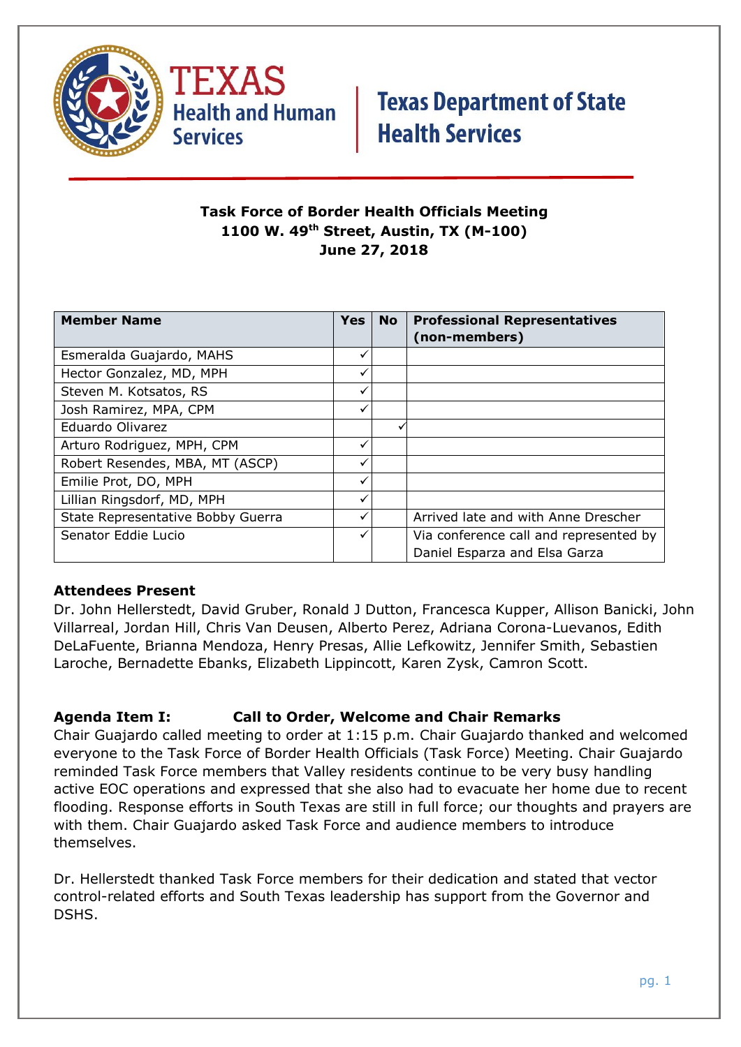**Texas Health and Human Services | Texas Department of State Health Services**

**Task Force of Border Health Officials Meeting**
**1100 W. 49th Street, Austin, TX (M-100)**
**June 27, 2018**

| Member Name | Yes | No | Professional Representatives (non-members) |
|---|---|---|---|
| Esmeralda Guajardo, MAHS | ✓ | | |
| Hector Gonzalez, MD, MPH | ✓ | | |
| Steven M. Kotsatos, RS | ✓ | | |
| Josh Ramirez, MPA, CPM | ✓ | | |
| Eduardo Olivarez | | ✓ | |
| Arturo Rodriguez, MPH, CPM | ✓ | | |
| Robert Resendes, MBA, MT (ASCP) | ✓ | | |
| Emilie Prot, DO, MPH | ✓ | | |
| Lillian Ringsdorf, MD, MPH | ✓ | | |
| State Representative Bobby Guerra | ✓ | | Arrived late and with Anne Drescher |
| Senator Eddie Lucio | ✓ | | Via conference call and represented by Daniel Esparza and Elsa Garza |

**Attendees Present**
Dr. John Hellerstedt, David Gruber, Ronald J Dutton, Francesca Kupper, Allison Banicki, John Villarreal, Jordan Hill, Chris Van Deusen, Alberto Perez, Adriana Corona-Luevanos, Edith DeLaFuente, Brianna Mendoza, Henry Presas, Allie Lefkowitz, Jennifer Smith, Sebastien Laroche, Bernadette Ebanks, Elizabeth Lippincott, Karen Zysk, Camron Scott.

**Agenda Item I: Call to Order, Welcome and Chair Remarks**
Chair Guajardo called meeting to order at 1:15 p.m. Chair Guajardo thanked and welcomed everyone to the Task Force of Border Health Officials (Task Force) Meeting. Chair Guajardo reminded Task Force members that Valley residents continue to be very busy handling active EOC operations and expressed that she also had to evacuate her home due to recent flooding. Response efforts in South Texas are still in full force; our thoughts and prayers are with them. Chair Guajardo asked Task Force and audience members to introduce themselves.

Dr. Hellerstedt thanked Task Force members for their dedication and stated that vector control-related efforts and South Texas leadership has support from the Governor and DSHS.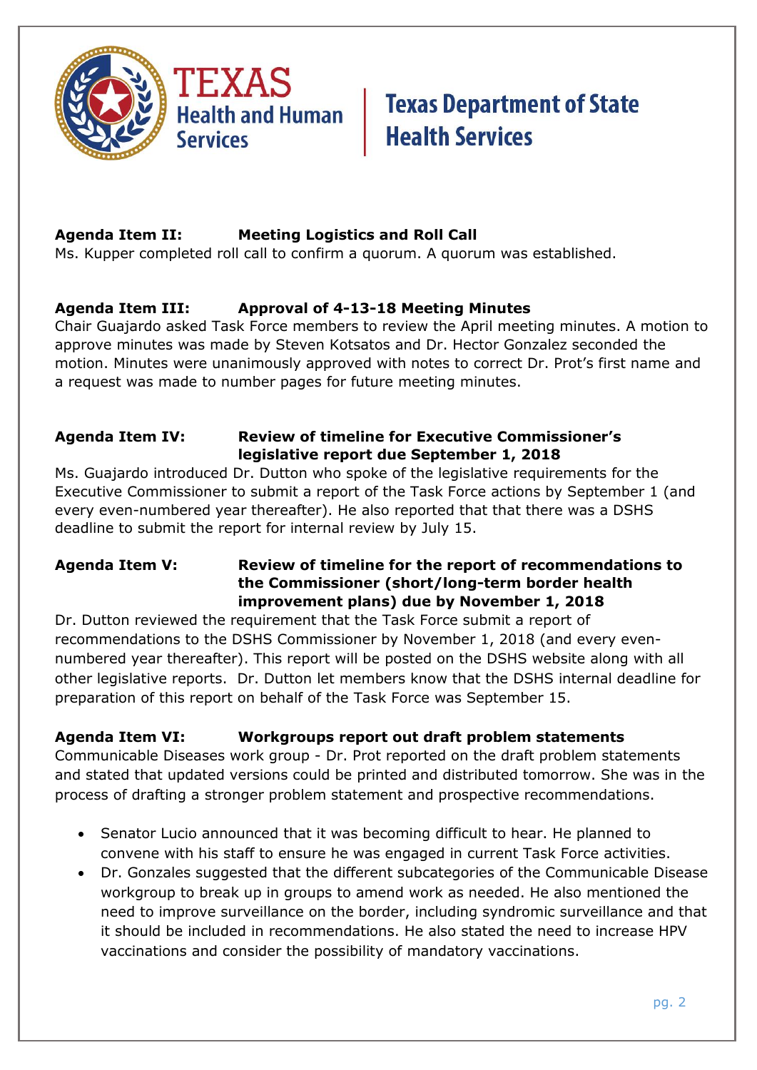**Agenda Item II:** **Meeting Logistics and Roll Call**

Ms. Kupper completed roll call to confirm a quorum. A quorum was established.

**Agenda Item III:** **Approval of 4-13-18 Meeting Minutes**

Chair Guajardo asked Task Force members to review the April meeting minutes. A motion to approve minutes was made by Steven Kotsatos and Dr. Hector Gonzalez seconded the motion. Minutes were unanimously approved with notes to correct Dr. Prot's first name and a request was made to number pages for future meeting minutes.

**Agenda Item IV:** **Review of timeline for Executive Commissioner's legislative report due September 1, 2018**

Ms. Guajardo introduced Dr. Dutton who spoke of the legislative requirements for the Executive Commissioner to submit a report of the Task Force actions by September 1 (and every even-numbered year thereafter). He also reported that that there was a DSHS deadline to submit the report for internal review by July 15.

**Agenda Item V:** **Review of timeline for the report of recommendations to the Commissioner (short/long-term border health improvement plans) due by November 1, 2018**

Dr. Dutton reviewed the requirement that the Task Force submit a report of recommendations to the DSHS Commissioner by November 1, 2018 (and every even-numbered year thereafter). This report will be posted on the DSHS website along with all other legislative reports. Dr. Dutton let members know that the DSHS internal deadline for preparation of this report on behalf of the Task Force was September 15.

**Agenda Item VI:** **Workgroups report out draft problem statements**

Communicable Diseases work group - Dr. Prot reported on the draft problem statements and stated that updated versions could be printed and distributed tomorrow. She was in the process of drafting a stronger problem statement and prospective recommendations.

- Senator Lucio announced that it was becoming difficult to hear. He planned to convene with his staff to ensure he was engaged in current Task Force activities.
- Dr. Gonzales suggested that the different subcategories of the Communicable Disease workgroup to break up in groups to amend work as needed. He also mentioned the need to improve surveillance on the border, including syndromic surveillance and that it should be included in recommendations. He also stated the need to increase HPV vaccinations and consider the possibility of mandatory vaccinations.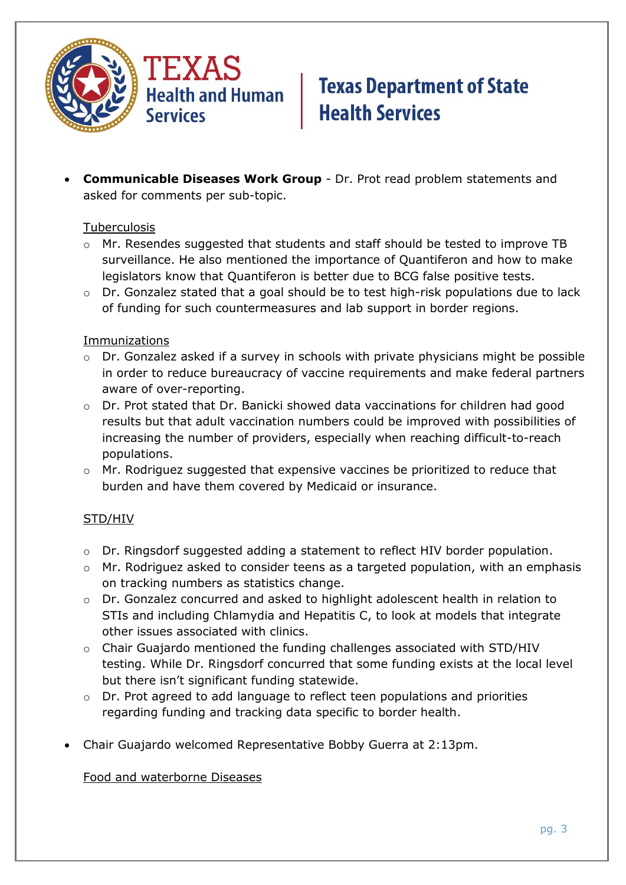- **Communicable Diseases Work Group** - Dr. Prot read problem statements and asked for comments per sub-topic.

  Tuberculosis

  - Mr. Resendes suggested that students and staff should be tested to improve TB surveillance. He also mentioned the importance of Quantiferon and how to make legislators know that Quantiferon is better due to BCG false positive tests.
  - Dr. Gonzalez stated that a goal should be to test high-risk populations due to lack of funding for such countermeasures and lab support in border regions.

  Immunizations

  - Dr. Gonzalez asked if a survey in schools with private physicians might be possible in order to reduce bureaucracy of vaccine requirements and make federal partners aware of over-reporting.
  - Dr. Prot stated that Dr. Banicki showed data vaccinations for children had good results but that adult vaccination numbers could be improved with possibilities of increasing the number of providers, especially when reaching difficult-to-reach populations.
  - Mr. Rodriguez suggested that expensive vaccines be prioritized to reduce that burden and have them covered by Medicaid or insurance.

  STD/HIV

  - Dr. Ringsdorf suggested adding a statement to reflect HIV border population.
  - Mr. Rodriguez asked to consider teens as a targeted population, with an emphasis on tracking numbers as statistics change.
  - Dr. Gonzalez concurred and asked to highlight adolescent health in relation to STIs and including Chlamydia and Hepatitis C, to look at models that integrate other issues associated with clinics.
  - Chair Guajardo mentioned the funding challenges associated with STD/HIV testing. While Dr. Ringsdorf concurred that some funding exists at the local level but there isn't significant funding statewide.
  - Dr. Prot agreed to add language to reflect teen populations and priorities regarding funding and tracking data specific to border health.

- Chair Guajardo welcomed Representative Bobby Guerra at 2:13pm.

  Food and waterborne Diseases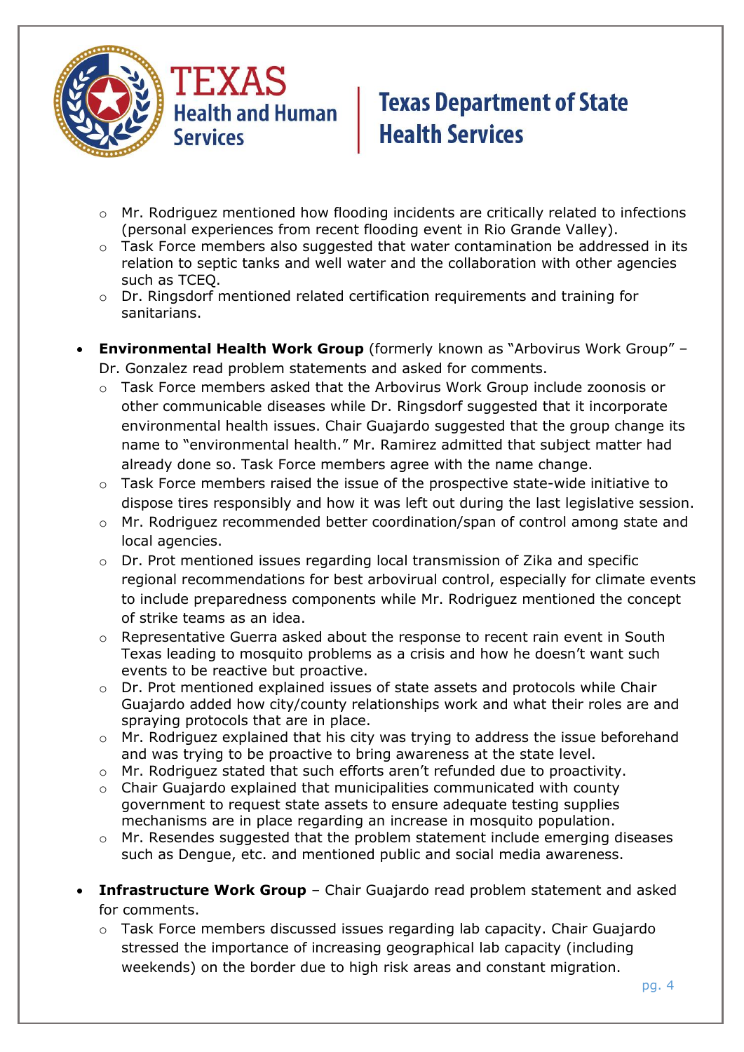- Mr. Rodriguez mentioned how flooding incidents are critically related to infections (personal experiences from recent flooding event in Rio Grande Valley).
  - Task Force members also suggested that water contamination be addressed in its relation to septic tanks and well water and the collaboration with other agencies such as TCEQ.
  - Dr. Ringsdorf mentioned related certification requirements and training for sanitarians.

- **Environmental Health Work Group** (formerly known as "Arbovirus Work Group" – Dr. Gonzalez read problem statements and asked for comments.
  - Task Force members asked that the Arbovirus Work Group include zoonosis or other communicable diseases while Dr. Ringsdorf suggested that it incorporate environmental health issues. Chair Guajardo suggested that the group change its name to "environmental health." Mr. Ramirez admitted that subject matter had already done so. Task Force members agree with the name change.
  - Task Force members raised the issue of the prospective state-wide initiative to dispose tires responsibly and how it was left out during the last legislative session.
  - Mr. Rodriguez recommended better coordination/span of control among state and local agencies.
  - Dr. Prot mentioned issues regarding local transmission of Zika and specific regional recommendations for best arboviral control, especially for climate events to include preparedness components while Mr. Rodriguez mentioned the concept of strike teams as an idea.
  - Representative Guerra asked about the response to recent rain event in South Texas leading to mosquito problems as a crisis and how he doesn't want such events to be reactive but proactive.
  - Dr. Prot mentioned explained issues of state assets and protocols while Chair Guajardo added how city/county relationships work and what their roles are and spraying protocols that are in place.
  - Mr. Rodriguez explained that his city was trying to address the issue beforehand and was trying to be proactive to bring awareness at the state level.
  - Mr. Rodriguez stated that such efforts aren't refunded due to proactivity.
  - Chair Guajardo explained that municipalities communicated with county government to request state assets to ensure adequate testing supplies mechanisms are in place regarding an increase in mosquito population.
  - Mr. Resendes suggested that the problem statement include emerging diseases such as Dengue, etc. and mentioned public and social media awareness.

- **Infrastructure Work Group** – Chair Guajardo read problem statement and asked for comments.
  - Task Force members discussed issues regarding lab capacity. Chair Guajardo stressed the importance of increasing geographical lab capacity (including weekends) on the border due to high risk areas and constant migration.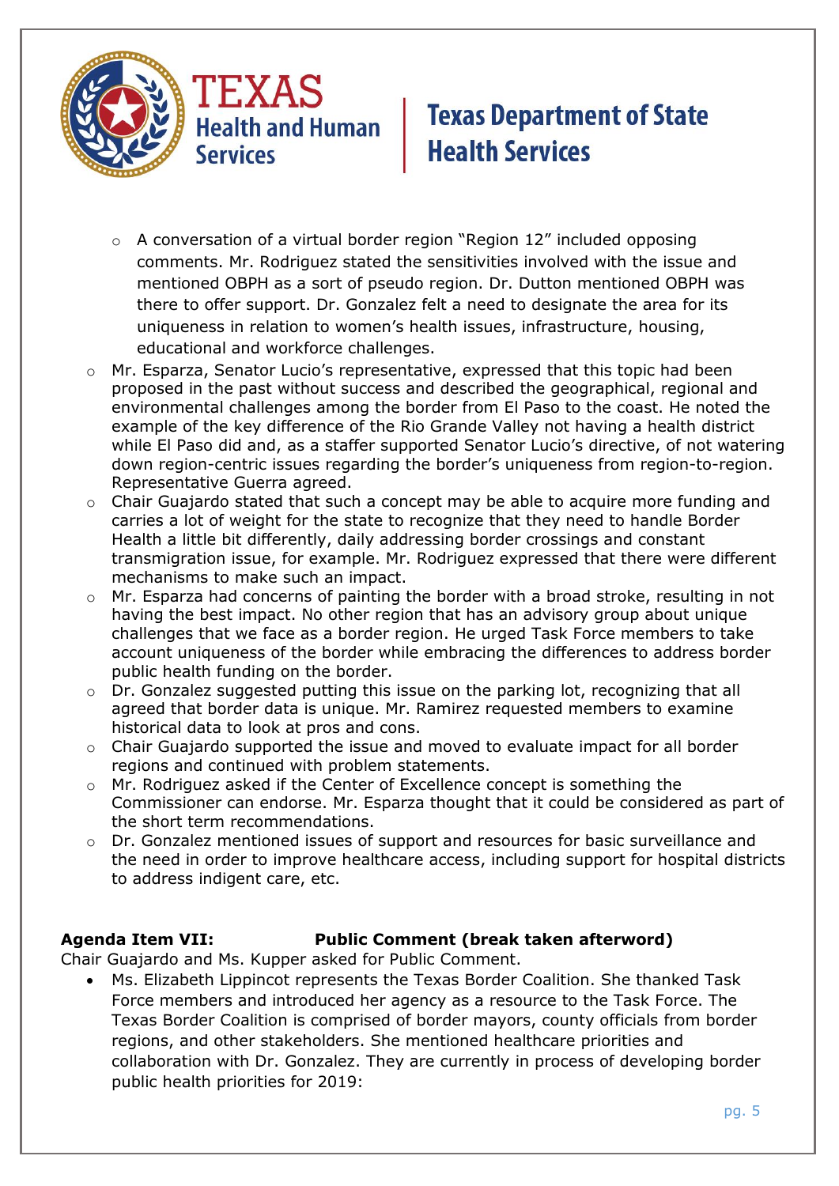- A conversation of a virtual border region "Region 12" included opposing comments. Mr. Rodriguez stated the sensitivities involved with the issue and mentioned OBPH as a sort of pseudo region. Dr. Dutton mentioned OBPH was there to offer support. Dr. Gonzalez felt a need to designate the area for its uniqueness in relation to women's health issues, infrastructure, housing, educational and workforce challenges.
- Mr. Esparza, Senator Lucio's representative, expressed that this topic had been proposed in the past without success and described the geographical, regional and environmental challenges among the border from El Paso to the coast. He noted the example of the key difference of the Rio Grande Valley not having a health district while El Paso did and, as a staffer supported Senator Lucio's directive, of not watering down region-centric issues regarding the border's uniqueness from region-to-region. Representative Guerra agreed.
- Chair Guajardo stated that such a concept may be able to acquire more funding and carries a lot of weight for the state to recognize that they need to handle Border Health a little bit differently, daily addressing border crossings and constant transmigration issue, for example. Mr. Rodriguez expressed that there were different mechanisms to make such an impact.
- Mr. Esparza had concerns of painting the border with a broad stroke, resulting in not having the best impact. No other region that has an advisory group about unique challenges that we face as a border region. He urged Task Force members to take account uniqueness of the border while embracing the differences to address border public health funding on the border.
- Dr. Gonzalez suggested putting this issue on the parking lot, recognizing that all agreed that border data is unique. Mr. Ramirez requested members to examine historical data to look at pros and cons.
- Chair Guajardo supported the issue and moved to evaluate impact for all border regions and continued with problem statements.
- Mr. Rodriguez asked if the Center of Excellence concept is something the Commissioner can endorse. Mr. Esparza thought that it could be considered as part of the short term recommendations.
- Dr. Gonzalez mentioned issues of support and resources for basic surveillance and the need in order to improve healthcare access, including support for hospital districts to address indigent care, etc.

**Agenda Item VII: Public Comment (break taken afterword)**

Chair Guajardo and Ms. Kupper asked for Public Comment.

- Ms. Elizabeth Lippincot represents the Texas Border Coalition. She thanked Task Force members and introduced her agency as a resource to the Task Force. The Texas Border Coalition is comprised of border mayors, county officials from border regions, and other stakeholders. She mentioned healthcare priorities and collaboration with Dr. Gonzalez. They are currently in process of developing border public health priorities for 2019: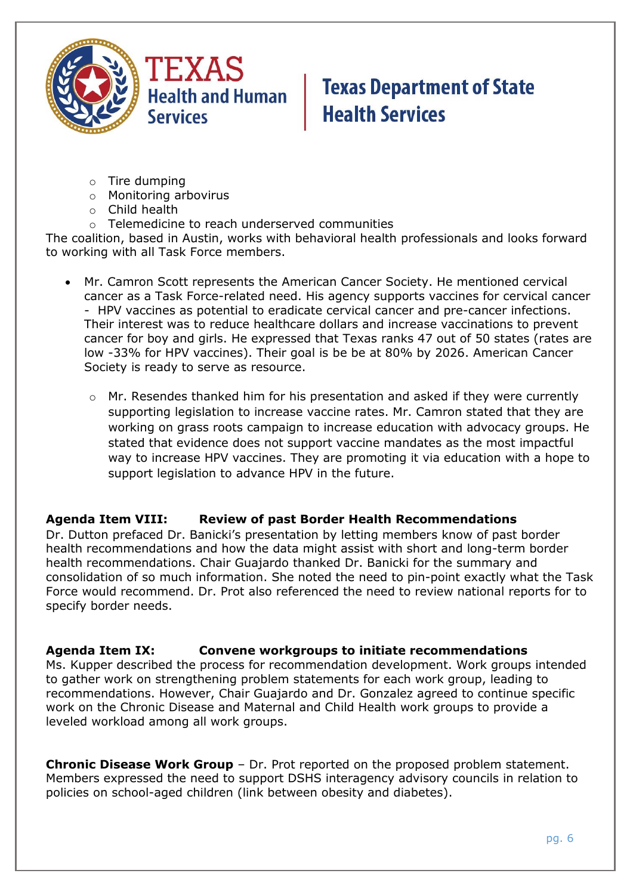- Tire dumping
- Monitoring arbovirus
- Child health
- Telemedicine to reach underserved communities

The coalition, based in Austin, works with behavioral health professionals and looks forward to working with all Task Force members.

- Mr. Camron Scott represents the American Cancer Society. He mentioned cervical cancer as a Task Force-related need. His agency supports vaccines for cervical cancer - HPV vaccines as potential to eradicate cervical cancer and pre-cancer infections. Their interest was to reduce healthcare dollars and increase vaccinations to prevent cancer for boy and girls. He expressed that Texas ranks 47 out of 50 states (rates are low -33% for HPV vaccines). Their goal is be be at 80% by 2026. American Cancer Society is ready to serve as resource.
  - Mr. Resendes thanked him for his presentation and asked if they were currently supporting legislation to increase vaccine rates. Mr. Camron stated that they are working on grass roots campaign to increase education with advocacy groups. He stated that evidence does not support vaccine mandates as the most impactful way to increase HPV vaccines. They are promoting it via education with a hope to support legislation to advance HPV in the future.

**Agenda Item VIII: Review of past Border Health Recommendations**

Dr. Dutton prefaced Dr. Banicki's presentation by letting members know of past border health recommendations and how the data might assist with short and long-term border health recommendations. Chair Guajardo thanked Dr. Banicki for the summary and consolidation of so much information. She noted the need to pin-point exactly what the Task Force would recommend. Dr. Prot also referenced the need to review national reports for to specify border needs.

**Agenda Item IX: Convene workgroups to initiate recommendations**

Ms. Kupper described the process for recommendation development. Work groups intended to gather work on strengthening problem statements for each work group, leading to recommendations. However, Chair Guajardo and Dr. Gonzalez agreed to continue specific work on the Chronic Disease and Maternal and Child Health work groups to provide a leveled workload among all work groups.

**Chronic Disease Work Group** – Dr. Prot reported on the proposed problem statement. Members expressed the need to support DSHS interagency advisory councils in relation to policies on school-aged children (link between obesity and diabetes).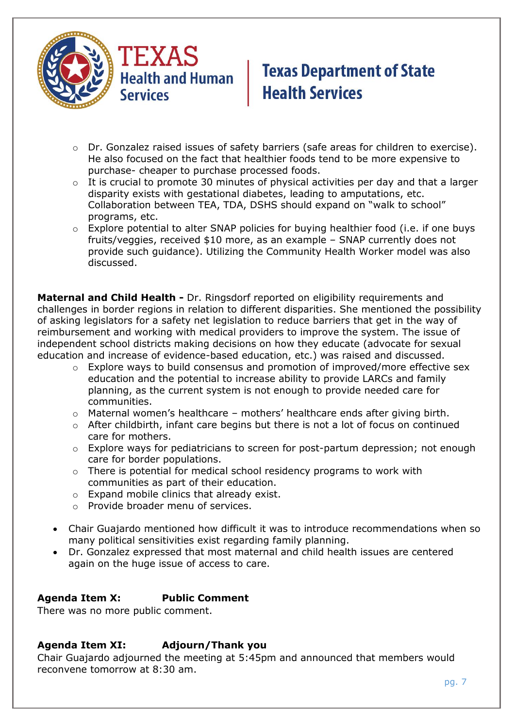- Dr. Gonzalez raised issues of safety barriers (safe areas for children to exercise). He also focused on the fact that healthier foods tend to be more expensive to purchase- cheaper to purchase processed foods.
- It is crucial to promote 30 minutes of physical activities per day and that a larger disparity exists with gestational diabetes, leading to amputations, etc. Collaboration between TEA, TDA, DSHS should expand on "walk to school" programs, etc.
- Explore potential to alter SNAP policies for buying healthier food (i.e. if one buys fruits/veggies, received $10 more, as an example – SNAP currently does not provide such guidance). Utilizing the Community Health Worker model was also discussed.

**Maternal and Child Health -** Dr. Ringsdorf reported on eligibility requirements and challenges in border regions in relation to different disparities. She mentioned the possibility of asking legislators for a safety net legislation to reduce barriers that get in the way of reimbursement and working with medical providers to improve the system. The issue of independent school districts making decisions on how they educate (advocate for sexual education and increase of evidence-based education, etc.) was raised and discussed.

- Explore ways to build consensus and promotion of improved/more effective sex education and the potential to increase ability to provide LARCs and family planning, as the current system is not enough to provide needed care for communities.
- Maternal women's healthcare – mothers' healthcare ends after giving birth.
- After childbirth, infant care begins but there is not a lot of focus on continued care for mothers.
- Explore ways for pediatricians to screen for post-partum depression; not enough care for border populations.
- There is potential for medical school residency programs to work with communities as part of their education.
- Expand mobile clinics that already exist.
- Provide broader menu of services.

- Chair Guajardo mentioned how difficult it was to introduce recommendations when so many political sensitivities exist regarding family planning.
- Dr. Gonzalez expressed that most maternal and child health issues are centered again on the huge issue of access to care.

**Agenda Item X: Public Comment**

There was no more public comment.

**Agenda Item XI: Adjourn/Thank you**

Chair Guajardo adjourned the meeting at 5:45pm and announced that members would reconvene tomorrow at 8:30 am.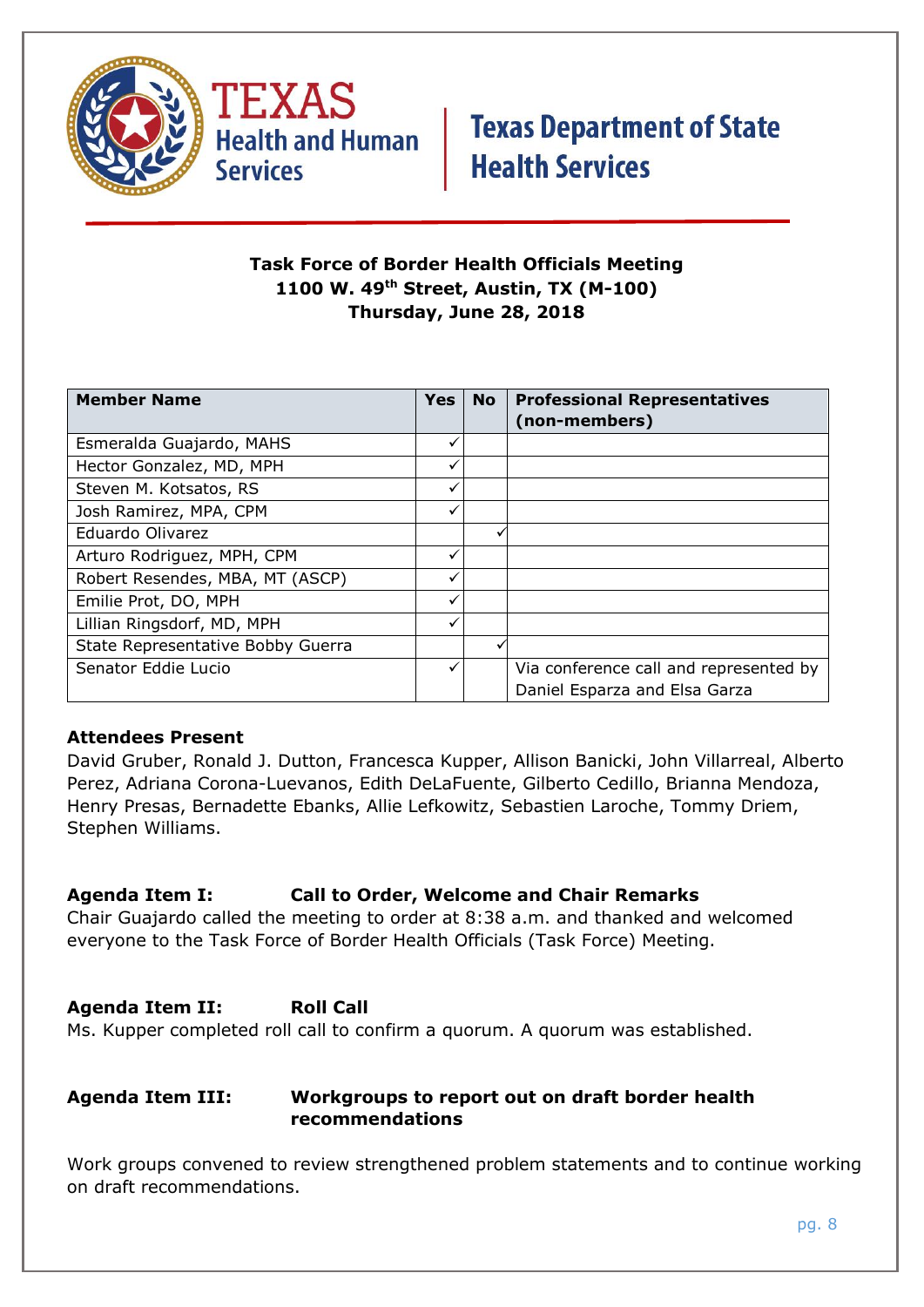Texas Health and Human Services | Texas Department of State Health Services

**Task Force of Border Health Officials Meeting**
**1100 W. 49th Street, Austin, TX (M-100)**
**Thursday, June 28, 2018**

| Member Name | Yes | No | Professional Representatives (non-members) |
|---|---|---|---|
| Esmeralda Guajardo, MAHS | ✓ | | |
| Hector Gonzalez, MD, MPH | ✓ | | |
| Steven M. Kotsatos, RS | ✓ | | |
| Josh Ramirez, MPA, CPM | ✓ | | |
| Eduardo Olivarez | | ✓ | |
| Arturo Rodriguez, MPH, CPM | ✓ | | |
| Robert Resendes, MBA, MT (ASCP) | ✓ | | |
| Emilie Prot, DO, MPH | ✓ | | |
| Lillian Ringsdorf, MD, MPH | ✓ | | |
| State Representative Bobby Guerra | | ✓ | |
| Senator Eddie Lucio | ✓ | | Via conference call and represented by Daniel Esparza and Elsa Garza |

**Attendees Present**
David Gruber, Ronald J. Dutton, Francesca Kupper, Allison Banicki, John Villarreal, Alberto Perez, Adriana Corona-Luevanos, Edith DeLaFuente, Gilberto Cedillo, Brianna Mendoza, Henry Presas, Bernadette Ebanks, Allie Lefkowitz, Sebastien Laroche, Tommy Driem, Stephen Williams.

**Agenda Item I: Call to Order, Welcome and Chair Remarks**
Chair Guajardo called the meeting to order at 8:38 a.m. and thanked and welcomed everyone to the Task Force of Border Health Officials (Task Force) Meeting.

**Agenda Item II: Roll Call**
Ms. Kupper completed roll call to confirm a quorum. A quorum was established.

**Agenda Item III: Workgroups to report out on draft border health recommendations**

Work groups convened to review strengthened problem statements and to continue working on draft recommendations.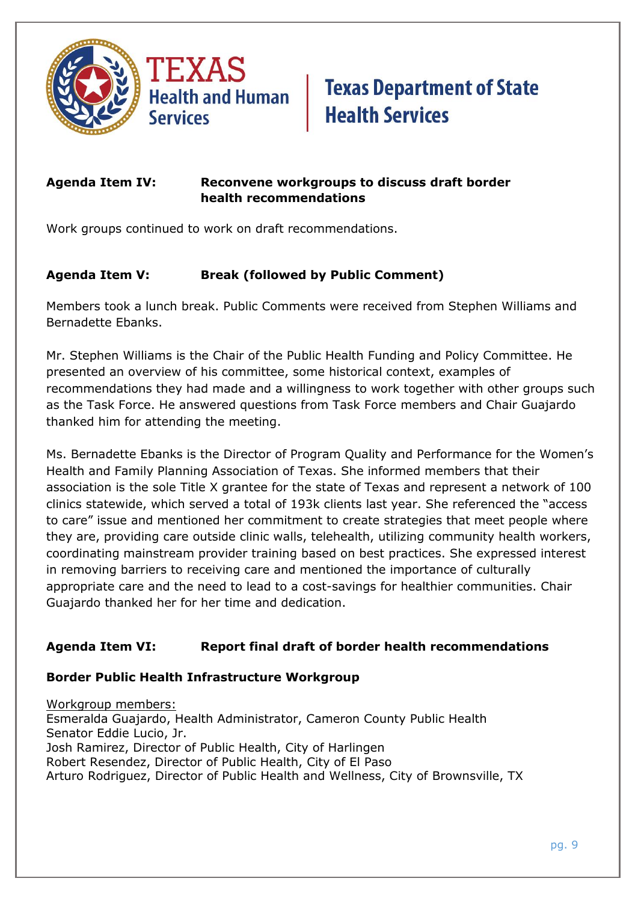**Agenda Item IV:** **Reconvene workgroups to discuss draft border health recommendations**

Work groups continued to work on draft recommendations.

**Agenda Item V:** **Break (followed by Public Comment)**

Members took a lunch break. Public Comments were received from Stephen Williams and Bernadette Ebanks.

Mr. Stephen Williams is the Chair of the Public Health Funding and Policy Committee. He presented an overview of his committee, some historical context, examples of recommendations they had made and a willingness to work together with other groups such as the Task Force. He answered questions from Task Force members and Chair Guajardo thanked him for attending the meeting.

Ms. Bernadette Ebanks is the Director of Program Quality and Performance for the Women's Health and Family Planning Association of Texas. She informed members that their association is the sole Title X grantee for the state of Texas and represent a network of 100 clinics statewide, which served a total of 193k clients last year. She referenced the "access to care" issue and mentioned her commitment to create strategies that meet people where they are, providing care outside clinic walls, telehealth, utilizing community health workers, coordinating mainstream provider training based on best practices. She expressed interest in removing barriers to receiving care and mentioned the importance of culturally appropriate care and the need to lead to a cost-savings for healthier communities. Chair Guajardo thanked her for her time and dedication.

**Agenda Item VI:** **Report final draft of border health recommendations**

**Border Public Health Infrastructure Workgroup**

Workgroup members:
Esmeralda Guajardo, Health Administrator, Cameron County Public Health
Senator Eddie Lucio, Jr.
Josh Ramirez, Director of Public Health, City of Harlingen
Robert Resendez, Director of Public Health, City of El Paso
Arturo Rodriguez, Director of Public Health and Wellness, City of Brownsville, TX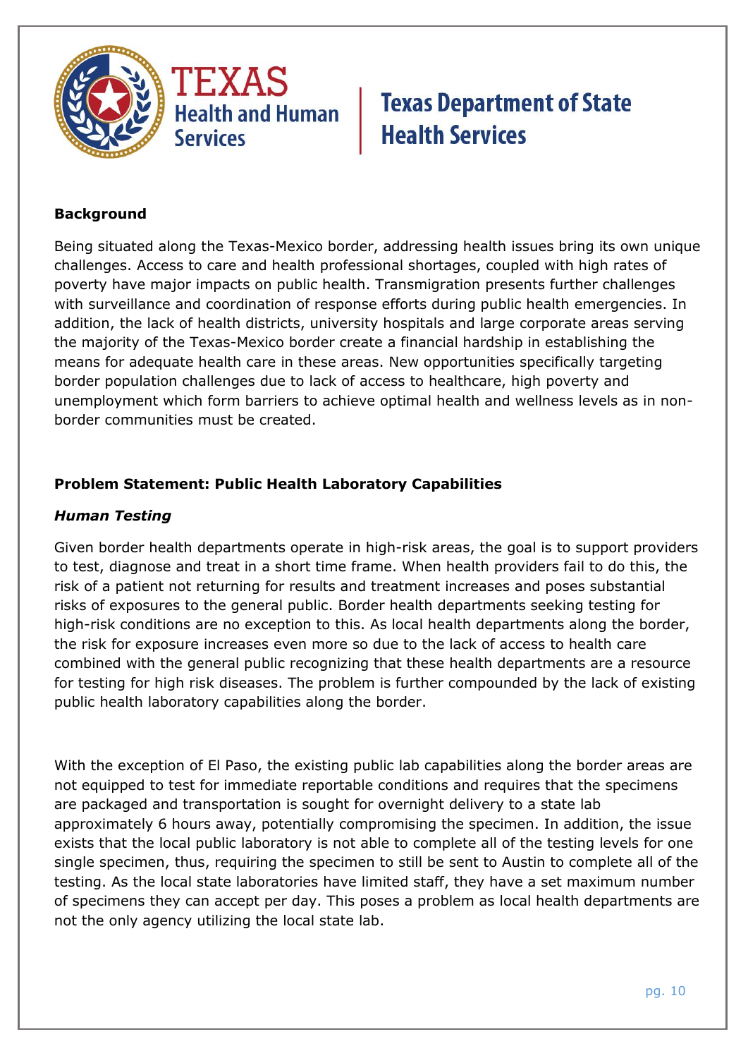## Background

Being situated along the Texas-Mexico border, addressing health issues bring its own unique challenges. Access to care and health professional shortages, coupled with high rates of poverty have major impacts on public health. Transmigration presents further challenges with surveillance and coordination of response efforts during public health emergencies. In addition, the lack of health districts, university hospitals and large corporate areas serving the majority of the Texas-Mexico border create a financial hardship in establishing the means for adequate health care in these areas. New opportunities specifically targeting border population challenges due to lack of access to healthcare, high poverty and unemployment which form barriers to achieve optimal health and wellness levels as in non-border communities must be created.

## Problem Statement: Public Health Laboratory Capabilities

### *Human Testing*

Given border health departments operate in high-risk areas, the goal is to support providers to test, diagnose and treat in a short time frame. When health providers fail to do this, the risk of a patient not returning for results and treatment increases and poses substantial risks of exposures to the general public. Border health departments seeking testing for high-risk conditions are no exception to this. As local health departments along the border, the risk for exposure increases even more so due to the lack of access to health care combined with the general public recognizing that these health departments are a resource for testing for high risk diseases. The problem is further compounded by the lack of existing public health laboratory capabilities along the border.

With the exception of El Paso, the existing public lab capabilities along the border areas are not equipped to test for immediate reportable conditions and requires that the specimens are packaged and transportation is sought for overnight delivery to a state lab approximately 6 hours away, potentially compromising the specimen. In addition, the issue exists that the local public laboratory is not able to complete all of the testing levels for one single specimen, thus, requiring the specimen to still be sent to Austin to complete all of the testing. As the local state laboratories have limited staff, they have a set maximum number of specimens they can accept per day. This poses a problem as local health departments are not the only agency utilizing the local state lab.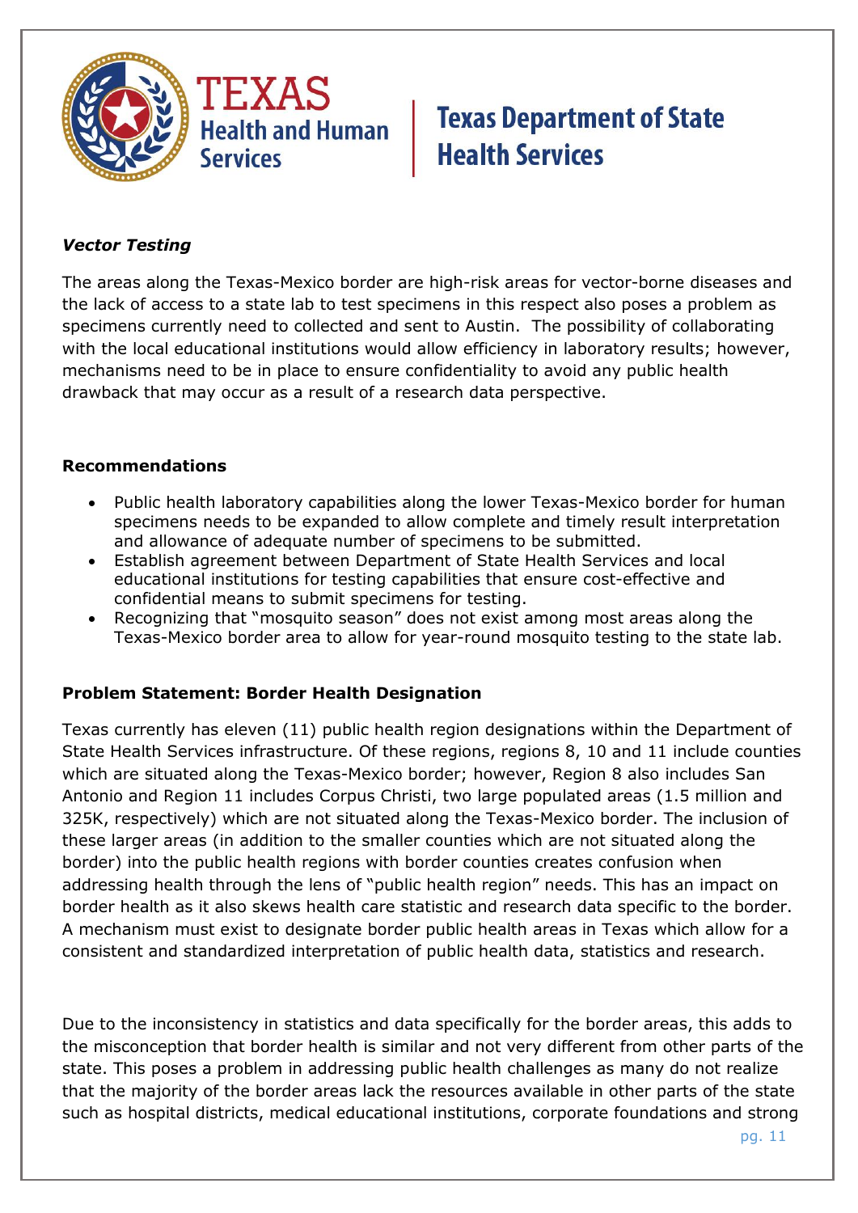***Vector Testing***

The areas along the Texas-Mexico border are high-risk areas for vector-borne diseases and the lack of access to a state lab to test specimens in this respect also poses a problem as specimens currently need to collected and sent to Austin. The possibility of collaborating with the local educational institutions would allow efficiency in laboratory results; however, mechanisms need to be in place to ensure confidentiality to avoid any public health drawback that may occur as a result of a research data perspective.

**Recommendations**

- Public health laboratory capabilities along the lower Texas-Mexico border for human specimens needs to be expanded to allow complete and timely result interpretation and allowance of adequate number of specimens to be submitted.
- Establish agreement between Department of State Health Services and local educational institutions for testing capabilities that ensure cost-effective and confidential means to submit specimens for testing.
- Recognizing that "mosquito season" does not exist among most areas along the Texas-Mexico border area to allow for year-round mosquito testing to the state lab.

**Problem Statement: Border Health Designation**

Texas currently has eleven (11) public health region designations within the Department of State Health Services infrastructure. Of these regions, regions 8, 10 and 11 include counties which are situated along the Texas-Mexico border; however, Region 8 also includes San Antonio and Region 11 includes Corpus Christi, two large populated areas (1.5 million and 325K, respectively) which are not situated along the Texas-Mexico border. The inclusion of these larger areas (in addition to the smaller counties which are not situated along the border) into the public health regions with border counties creates confusion when addressing health through the lens of "public health region" needs. This has an impact on border health as it also skews health care statistic and research data specific to the border. A mechanism must exist to designate border public health areas in Texas which allow for a consistent and standardized interpretation of public health data, statistics and research.

Due to the inconsistency in statistics and data specifically for the border areas, this adds to the misconception that border health is similar and not very different from other parts of the state. This poses a problem in addressing public health challenges as many do not realize that the majority of the border areas lack the resources available in other parts of the state such as hospital districts, medical educational institutions, corporate foundations and strong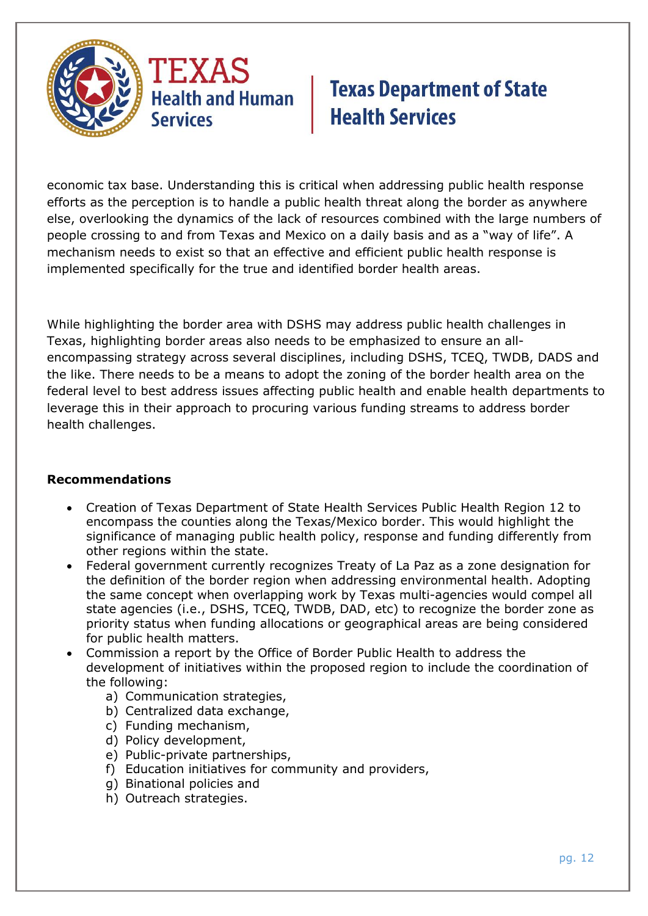economic tax base. Understanding this is critical when addressing public health response efforts as the perception is to handle a public health threat along the border as anywhere else, overlooking the dynamics of the lack of resources combined with the large numbers of people crossing to and from Texas and Mexico on a daily basis and as a "way of life". A mechanism needs to exist so that an effective and efficient public health response is implemented specifically for the true and identified border health areas.

While highlighting the border area with DSHS may address public health challenges in Texas, highlighting border areas also needs to be emphasized to ensure an all-encompassing strategy across several disciplines, including DSHS, TCEQ, TWDB, DADS and the like. There needs to be a means to adopt the zoning of the border health area on the federal level to best address issues affecting public health and enable health departments to leverage this in their approach to procuring various funding streams to address border health challenges.

**Recommendations**

- Creation of Texas Department of State Health Services Public Health Region 12 to encompass the counties along the Texas/Mexico border. This would highlight the significance of managing public health policy, response and funding differently from other regions within the state.
- Federal government currently recognizes Treaty of La Paz as a zone designation for the definition of the border region when addressing environmental health. Adopting the same concept when overlapping work by Texas multi-agencies would compel all state agencies (i.e., DSHS, TCEQ, TWDB, DAD, etc) to recognize the border zone as priority status when funding allocations or geographical areas are being considered for public health matters.
- Commission a report by the Office of Border Public Health to address the development of initiatives within the proposed region to include the coordination of the following:
  - a) Communication strategies,
  - b) Centralized data exchange,
  - c) Funding mechanism,
  - d) Policy development,
  - e) Public-private partnerships,
  - f) Education initiatives for community and providers,
  - g) Binational policies and
  - h) Outreach strategies.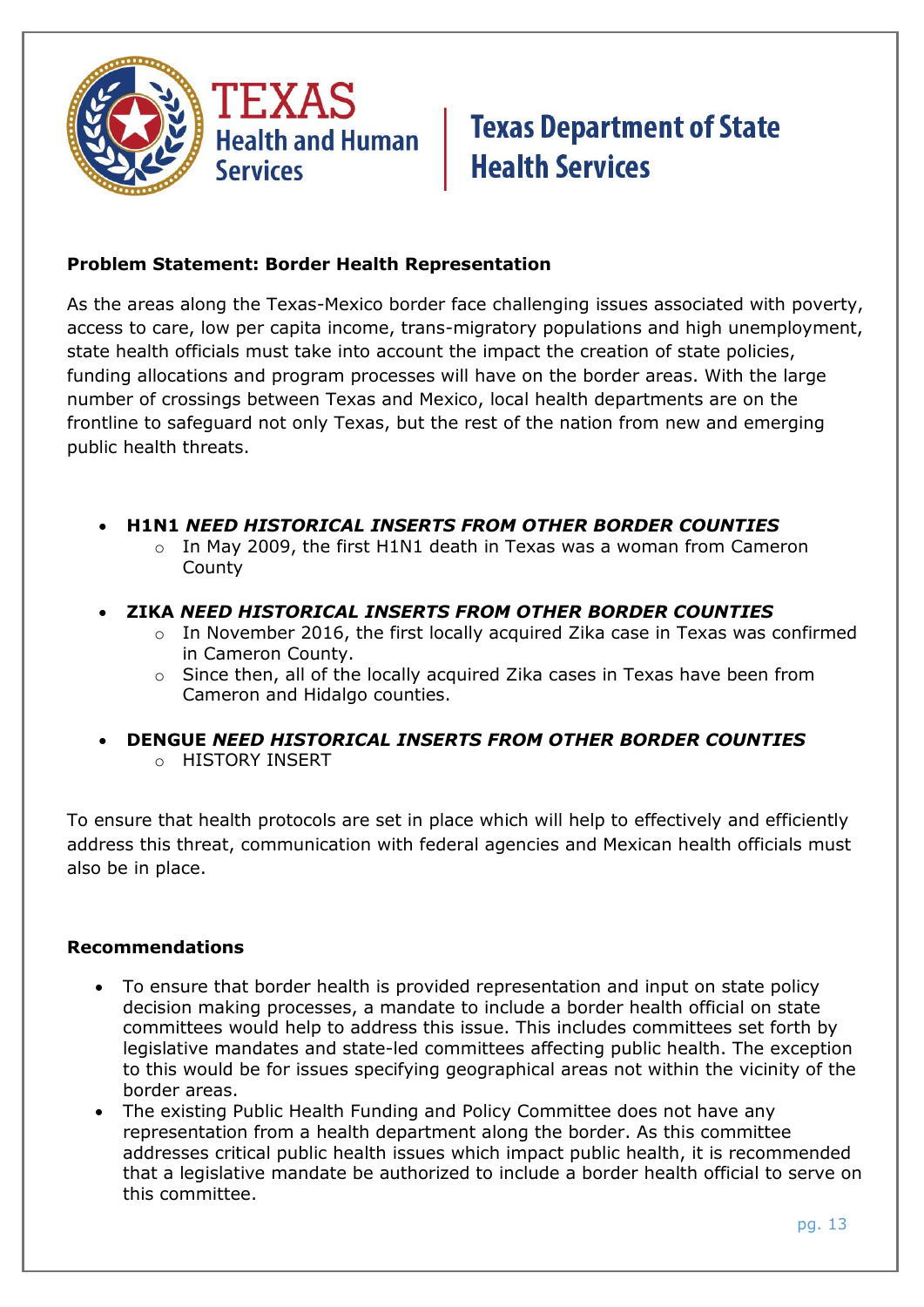**Problem Statement: Border Health Representation**

As the areas along the Texas-Mexico border face challenging issues associated with poverty, access to care, low per capita income, trans-migratory populations and high unemployment, state health officials must take into account the impact the creation of state policies, funding allocations and program processes will have on the border areas. With the large number of crossings between Texas and Mexico, local health departments are on the frontline to safeguard not only Texas, but the rest of the nation from new and emerging public health threats.

- **H1N1** ***NEED HISTORICAL INSERTS FROM OTHER BORDER COUNTIES***
  - In May 2009, the first H1N1 death in Texas was a woman from Cameron County
- **ZIKA** ***NEED HISTORICAL INSERTS FROM OTHER BORDER COUNTIES***
  - In November 2016, the first locally acquired Zika case in Texas was confirmed in Cameron County.
  - Since then, all of the locally acquired Zika cases in Texas have been from Cameron and Hidalgo counties.
- **DENGUE** ***NEED HISTORICAL INSERTS FROM OTHER BORDER COUNTIES***
  - HISTORY INSERT

To ensure that health protocols are set in place which will help to effectively and efficiently address this threat, communication with federal agencies and Mexican health officials must also be in place.

**Recommendations**

- To ensure that border health is provided representation and input on state policy decision making processes, a mandate to include a border health official on state committees would help to address this issue. This includes committees set forth by legislative mandates and state-led committees affecting public health. The exception to this would be for issues specifying geographical areas not within the vicinity of the border areas.
- The existing Public Health Funding and Policy Committee does not have any representation from a health department along the border. As this committee addresses critical public health issues which impact public health, it is recommended that a legislative mandate be authorized to include a border health official to serve on this committee.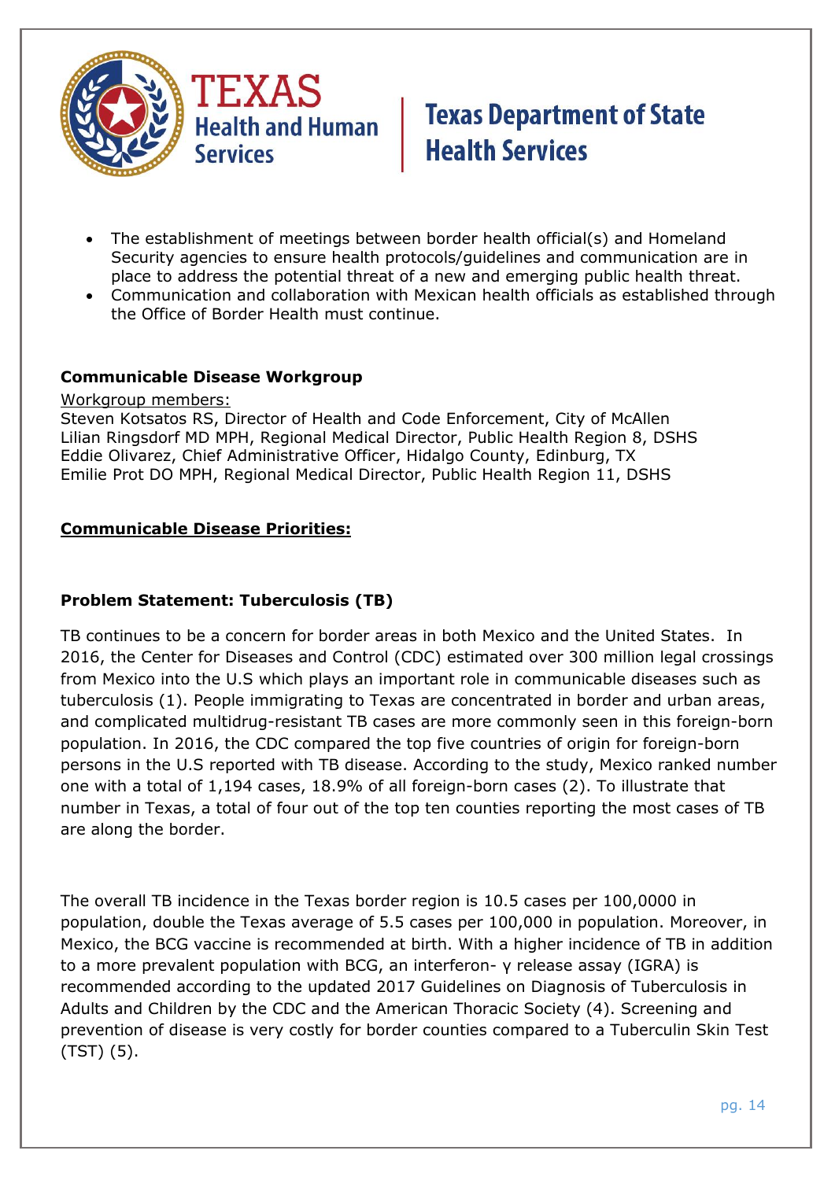- The establishment of meetings between border health official(s) and Homeland Security agencies to ensure health protocols/guidelines and communication are in place to address the potential threat of a new and emerging public health threat.
- Communication and collaboration with Mexican health officials as established through the Office of Border Health must continue.

**Communicable Disease Workgroup**

Workgroup members:
Steven Kotsatos RS, Director of Health and Code Enforcement, City of McAllen
Lilian Ringsdorf MD MPH, Regional Medical Director, Public Health Region 8, DSHS
Eddie Olivarez, Chief Administrative Officer, Hidalgo County, Edinburg, TX
Emilie Prot DO MPH, Regional Medical Director, Public Health Region 11, DSHS

**Communicable Disease Priorities:**

**Problem Statement: Tuberculosis (TB)**

TB continues to be a concern for border areas in both Mexico and the United States. In 2016, the Center for Diseases and Control (CDC) estimated over 300 million legal crossings from Mexico into the U.S which plays an important role in communicable diseases such as tuberculosis (1). People immigrating to Texas are concentrated in border and urban areas, and complicated multidrug-resistant TB cases are more commonly seen in this foreign-born population. In 2016, the CDC compared the top five countries of origin for foreign-born persons in the U.S reported with TB disease. According to the study, Mexico ranked number one with a total of 1,194 cases, 18.9% of all foreign-born cases (2). To illustrate that number in Texas, a total of four out of the top ten counties reporting the most cases of TB are along the border.

The overall TB incidence in the Texas border region is 10.5 cases per 100,0000 in population, double the Texas average of 5.5 cases per 100,000 in population. Moreover, in Mexico, the BCG vaccine is recommended at birth. With a higher incidence of TB in addition to a more prevalent population with BCG, an interferon- γ release assay (IGRA) is recommended according to the updated 2017 Guidelines on Diagnosis of Tuberculosis in Adults and Children by the CDC and the American Thoracic Society (4). Screening and prevention of disease is very costly for border counties compared to a Tuberculin Skin Test (TST) (5).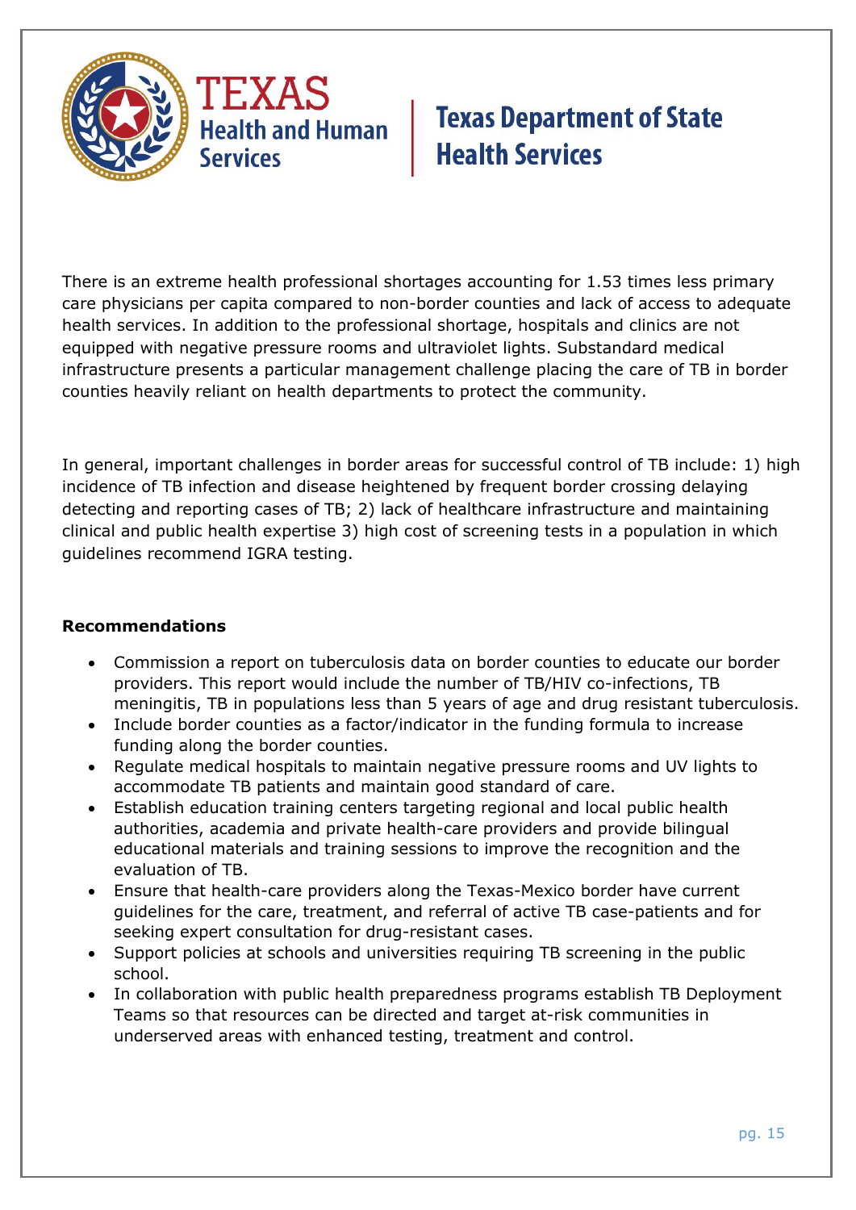There is an extreme health professional shortages accounting for 1.53 times less primary care physicians per capita compared to non-border counties and lack of access to adequate health services. In addition to the professional shortage, hospitals and clinics are not equipped with negative pressure rooms and ultraviolet lights. Substandard medical infrastructure presents a particular management challenge placing the care of TB in border counties heavily reliant on health departments to protect the community.

In general, important challenges in border areas for successful control of TB include: 1) high incidence of TB infection and disease heightened by frequent border crossing delaying detecting and reporting cases of TB; 2) lack of healthcare infrastructure and maintaining clinical and public health expertise 3) high cost of screening tests in a population in which guidelines recommend IGRA testing.

**Recommendations**

- Commission a report on tuberculosis data on border counties to educate our border providers. This report would include the number of TB/HIV co-infections, TB meningitis, TB in populations less than 5 years of age and drug resistant tuberculosis.
- Include border counties as a factor/indicator in the funding formula to increase funding along the border counties.
- Regulate medical hospitals to maintain negative pressure rooms and UV lights to accommodate TB patients and maintain good standard of care.
- Establish education training centers targeting regional and local public health authorities, academia and private health-care providers and provide bilingual educational materials and training sessions to improve the recognition and the evaluation of TB.
- Ensure that health-care providers along the Texas-Mexico border have current guidelines for the care, treatment, and referral of active TB case-patients and for seeking expert consultation for drug-resistant cases.
- Support policies at schools and universities requiring TB screening in the public school.
- In collaboration with public health preparedness programs establish TB Deployment Teams so that resources can be directed and target at-risk communities in underserved areas with enhanced testing, treatment and control.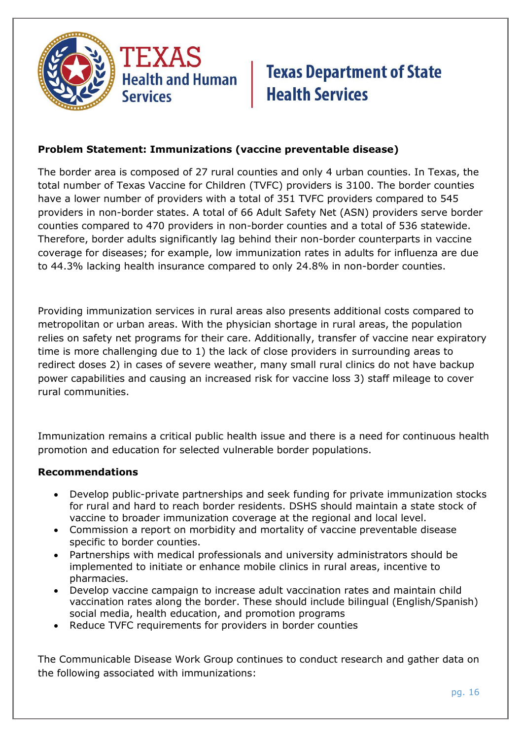**Problem Statement: Immunizations (vaccine preventable disease)**

The border area is composed of 27 rural counties and only 4 urban counties. In Texas, the total number of Texas Vaccine for Children (TVFC) providers is 3100. The border counties have a lower number of providers with a total of 351 TVFC providers compared to 545 providers in non-border states. A total of 66 Adult Safety Net (ASN) providers serve border counties compared to 470 providers in non-border counties and a total of 536 statewide. Therefore, border adults significantly lag behind their non-border counterparts in vaccine coverage for diseases; for example, low immunization rates in adults for influenza are due to 44.3% lacking health insurance compared to only 24.8% in non-border counties.

Providing immunization services in rural areas also presents additional costs compared to metropolitan or urban areas. With the physician shortage in rural areas, the population relies on safety net programs for their care. Additionally, transfer of vaccine near expiratory time is more challenging due to 1) the lack of close providers in surrounding areas to redirect doses 2) in cases of severe weather, many small rural clinics do not have backup power capabilities and causing an increased risk for vaccine loss 3) staff mileage to cover rural communities.

Immunization remains a critical public health issue and there is a need for continuous health promotion and education for selected vulnerable border populations.

**Recommendations**

- Develop public-private partnerships and seek funding for private immunization stocks for rural and hard to reach border residents. DSHS should maintain a state stock of vaccine to broader immunization coverage at the regional and local level.
- Commission a report on morbidity and mortality of vaccine preventable disease specific to border counties.
- Partnerships with medical professionals and university administrators should be implemented to initiate or enhance mobile clinics in rural areas, incentive to pharmacies.
- Develop vaccine campaign to increase adult vaccination rates and maintain child vaccination rates along the border. These should include bilingual (English/Spanish) social media, health education, and promotion programs
- Reduce TVFC requirements for providers in border counties

The Communicable Disease Work Group continues to conduct research and gather data on the following associated with immunizations: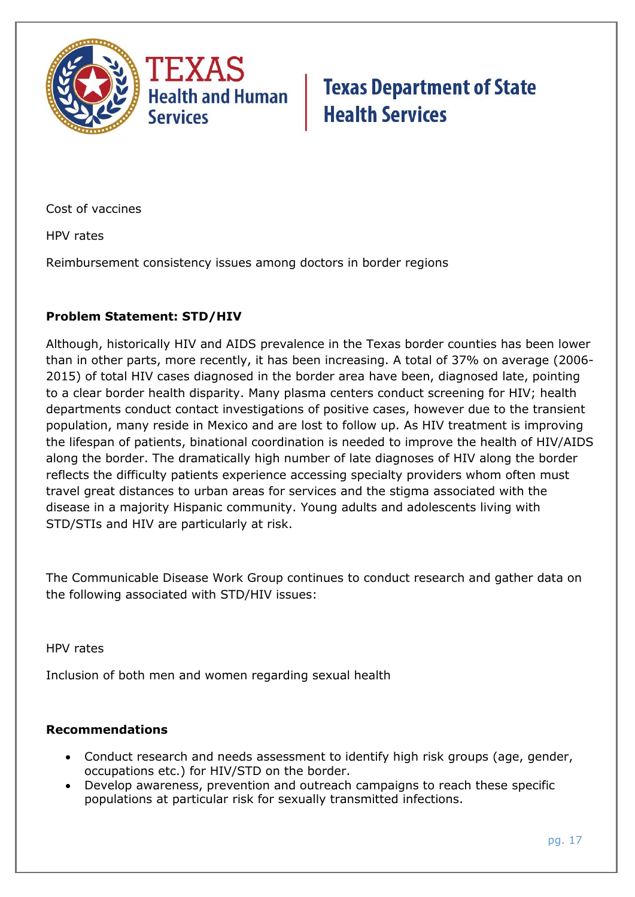Cost of vaccines

HPV rates

Reimbursement consistency issues among doctors in border regions

**Problem Statement: STD/HIV**

Although, historically HIV and AIDS prevalence in the Texas border counties has been lower than in other parts, more recently, it has been increasing. A total of 37% on average (2006-2015) of total HIV cases diagnosed in the border area have been, diagnosed late, pointing to a clear border health disparity. Many plasma centers conduct screening for HIV; health departments conduct contact investigations of positive cases, however due to the transient population, many reside in Mexico and are lost to follow up. As HIV treatment is improving the lifespan of patients, binational coordination is needed to improve the health of HIV/AIDS along the border. The dramatically high number of late diagnoses of HIV along the border reflects the difficulty patients experience accessing specialty providers whom often must travel great distances to urban areas for services and the stigma associated with the disease in a majority Hispanic community. Young adults and adolescents living with STD/STIs and HIV are particularly at risk.

The Communicable Disease Work Group continues to conduct research and gather data on the following associated with STD/HIV issues:

HPV rates

Inclusion of both men and women regarding sexual health

**Recommendations**

- Conduct research and needs assessment to identify high risk groups (age, gender, occupations etc.) for HIV/STD on the border.
- Develop awareness, prevention and outreach campaigns to reach these specific populations at particular risk for sexually transmitted infections.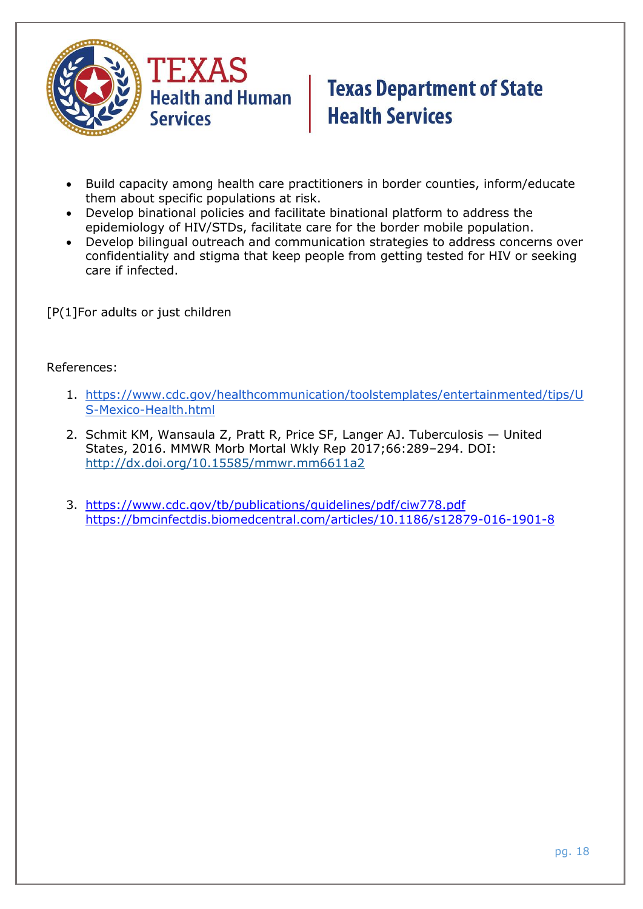- Build capacity among health care practitioners in border counties, inform/educate them about specific populations at risk.
- Develop binational policies and facilitate binational platform to address the epidemiology of HIV/STDs, facilitate care for the border mobile population.
- Develop bilingual outreach and communication strategies to address concerns over confidentiality and stigma that keep people from getting tested for HIV or seeking care if infected.

[P(1]For adults or just children

References:

1. https://www.cdc.gov/healthcommunication/toolstemplates/entertainmented/tips/US-Mexico-Health.html
2. Schmit KM, Wansaula Z, Pratt R, Price SF, Langer AJ. Tuberculosis — United States, 2016. MMWR Morb Mortal Wkly Rep 2017;66:289–294. DOI: http://dx.doi.org/10.15585/mmwr.mm6611a2
3. https://www.cdc.gov/tb/publications/guidelines/pdf/ciw778.pdf https://bmcinfectdis.biomedcentral.com/articles/10.1186/s12879-016-1901-8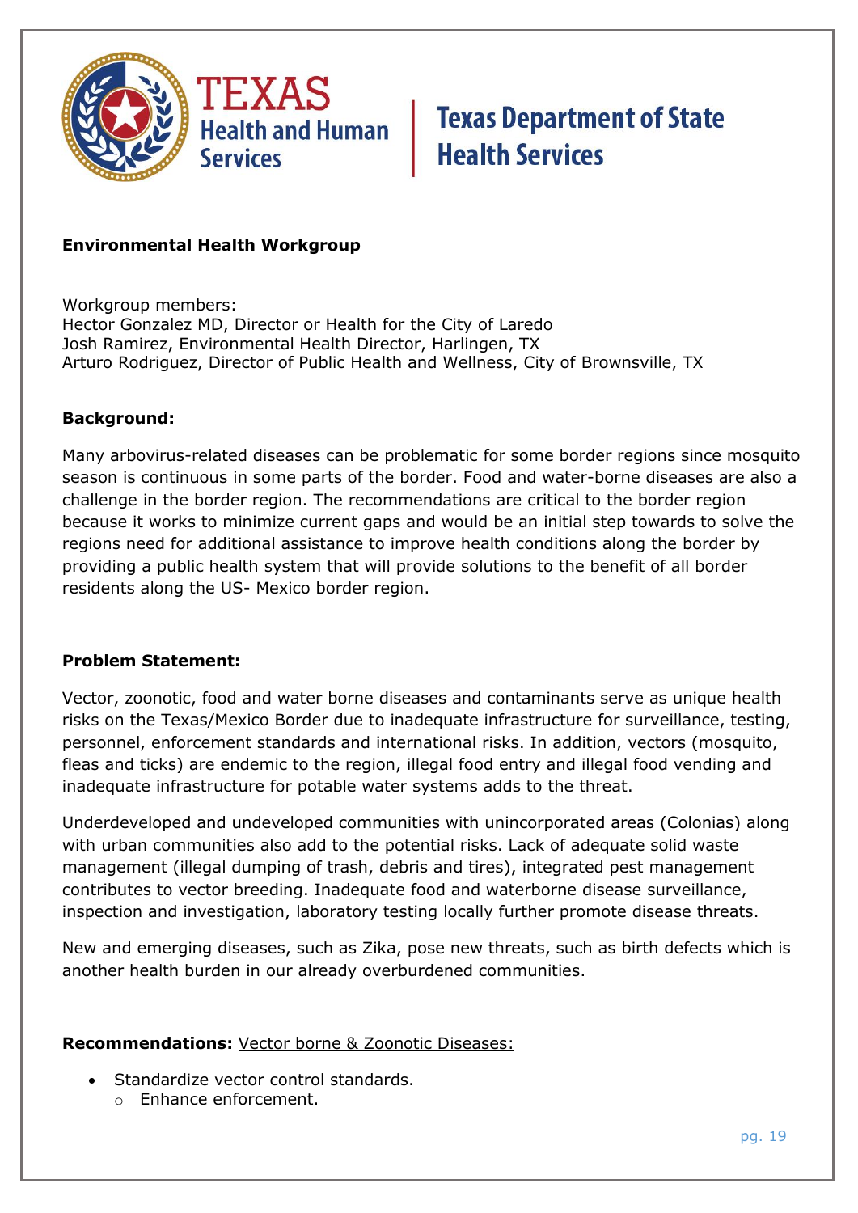**Environmental Health Workgroup**

Workgroup members:
Hector Gonzalez MD, Director or Health for the City of Laredo
Josh Ramirez, Environmental Health Director, Harlingen, TX
Arturo Rodriguez, Director of Public Health and Wellness, City of Brownsville, TX

**Background:**

Many arbovirus-related diseases can be problematic for some border regions since mosquito season is continuous in some parts of the border. Food and water-borne diseases are also a challenge in the border region. The recommendations are critical to the border region because it works to minimize current gaps and would be an initial step towards to solve the regions need for additional assistance to improve health conditions along the border by providing a public health system that will provide solutions to the benefit of all border residents along the US- Mexico border region.

**Problem Statement:**

Vector, zoonotic, food and water borne diseases and contaminants serve as unique health risks on the Texas/Mexico Border due to inadequate infrastructure for surveillance, testing, personnel, enforcement standards and international risks. In addition, vectors (mosquito, fleas and ticks) are endemic to the region, illegal food entry and illegal food vending and inadequate infrastructure for potable water systems adds to the threat.

Underdeveloped and undeveloped communities with unincorporated areas (Colonias) along with urban communities also add to the potential risks. Lack of adequate solid waste management (illegal dumping of trash, debris and tires), integrated pest management contributes to vector breeding. Inadequate food and waterborne disease surveillance, inspection and investigation, laboratory testing locally further promote disease threats.

New and emerging diseases, such as Zika, pose new threats, such as birth defects which is another health burden in our already overburdened communities.

**Recommendations:** <u>Vector borne & Zoonotic Diseases:</u>

- Standardize vector control standards.
  - Enhance enforcement.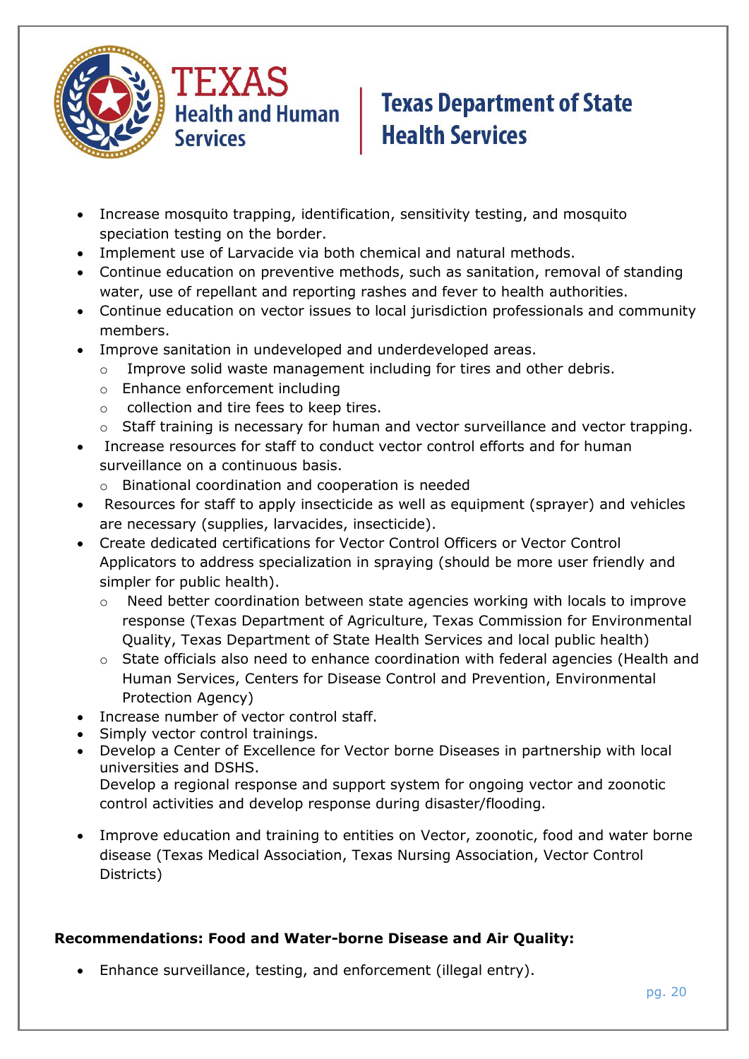- Increase mosquito trapping, identification, sensitivity testing, and mosquito speciation testing on the border.
- Implement use of Larvacide via both chemical and natural methods.
- Continue education on preventive methods, such as sanitation, removal of standing water, use of repellant and reporting rashes and fever to health authorities.
- Continue education on vector issues to local jurisdiction professionals and community members.
- Improve sanitation in undeveloped and underdeveloped areas.
  - Improve solid waste management including for tires and other debris.
  - Enhance enforcement including
  - collection and tire fees to keep tires.
  - Staff training is necessary for human and vector surveillance and vector trapping.
- Increase resources for staff to conduct vector control efforts and for human surveillance on a continuous basis.
  - Binational coordination and cooperation is needed
- Resources for staff to apply insecticide as well as equipment (sprayer) and vehicles are necessary (supplies, larvacides, insecticide).
- Create dedicated certifications for Vector Control Officers or Vector Control Applicators to address specialization in spraying (should be more user friendly and simpler for public health).
  - Need better coordination between state agencies working with locals to improve response (Texas Department of Agriculture, Texas Commission for Environmental Quality, Texas Department of State Health Services and local public health)
  - State officials also need to enhance coordination with federal agencies (Health and Human Services, Centers for Disease Control and Prevention, Environmental Protection Agency)
- Increase number of vector control staff.
- Simply vector control trainings.
- Develop a Center of Excellence for Vector borne Diseases in partnership with local universities and DSHS.
  Develop a regional response and support system for ongoing vector and zoonotic control activities and develop response during disaster/flooding.
- Improve education and training to entities on Vector, zoonotic, food and water borne disease (Texas Medical Association, Texas Nursing Association, Vector Control Districts)

**Recommendations: Food and Water-borne Disease and Air Quality:**

- Enhance surveillance, testing, and enforcement (illegal entry).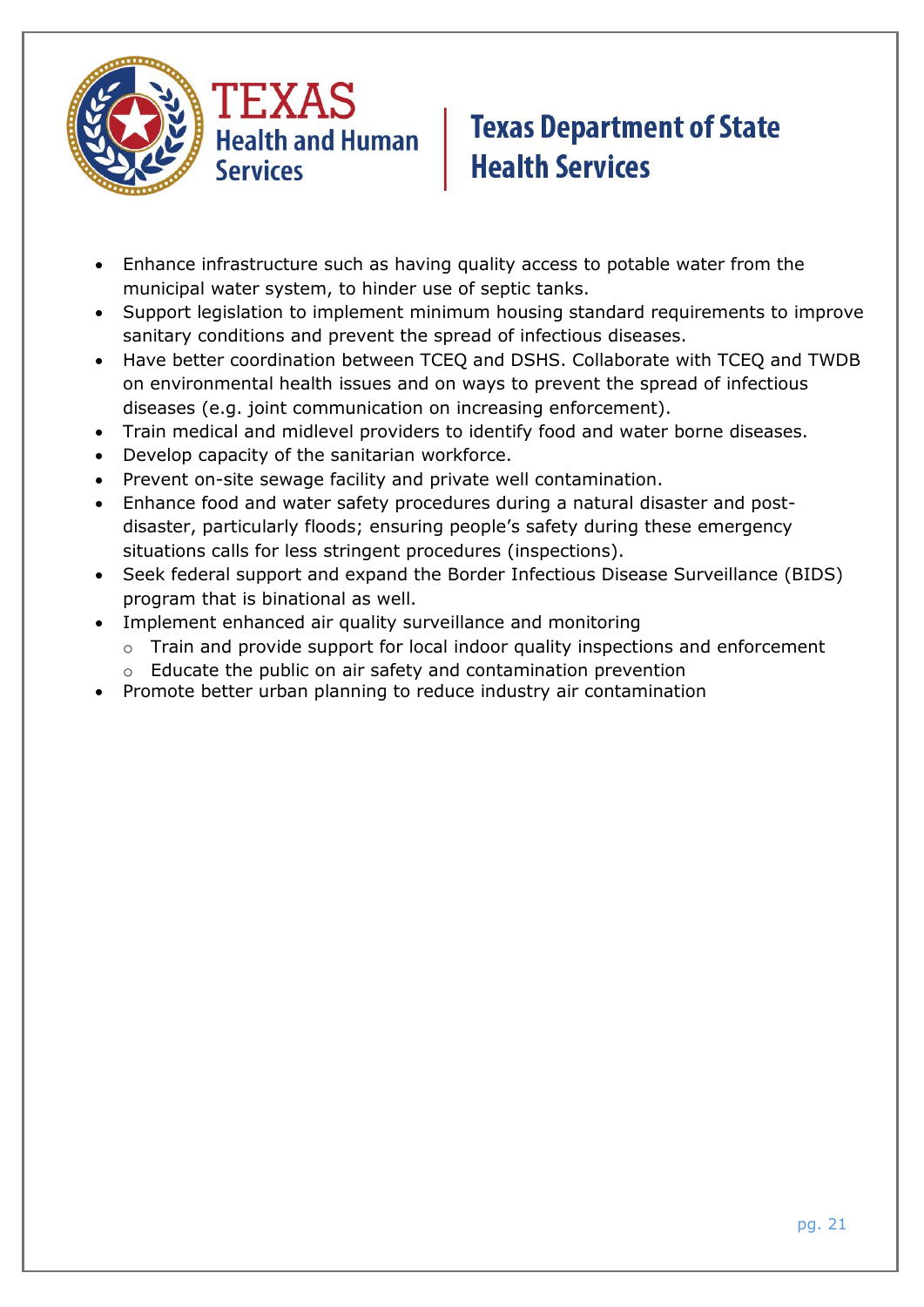- Enhance infrastructure such as having quality access to potable water from the municipal water system, to hinder use of septic tanks.
- Support legislation to implement minimum housing standard requirements to improve sanitary conditions and prevent the spread of infectious diseases.
- Have better coordination between TCEQ and DSHS. Collaborate with TCEQ and TWDB on environmental health issues and on ways to prevent the spread of infectious diseases (e.g. joint communication on increasing enforcement).
- Train medical and midlevel providers to identify food and water borne diseases.
- Develop capacity of the sanitarian workforce.
- Prevent on-site sewage facility and private well contamination.
- Enhance food and water safety procedures during a natural disaster and post-disaster, particularly floods; ensuring people's safety during these emergency situations calls for less stringent procedures (inspections).
- Seek federal support and expand the Border Infectious Disease Surveillance (BIDS) program that is binational as well.
- Implement enhanced air quality surveillance and monitoring
  - Train and provide support for local indoor quality inspections and enforcement
  - Educate the public on air safety and contamination prevention
- Promote better urban planning to reduce industry air contamination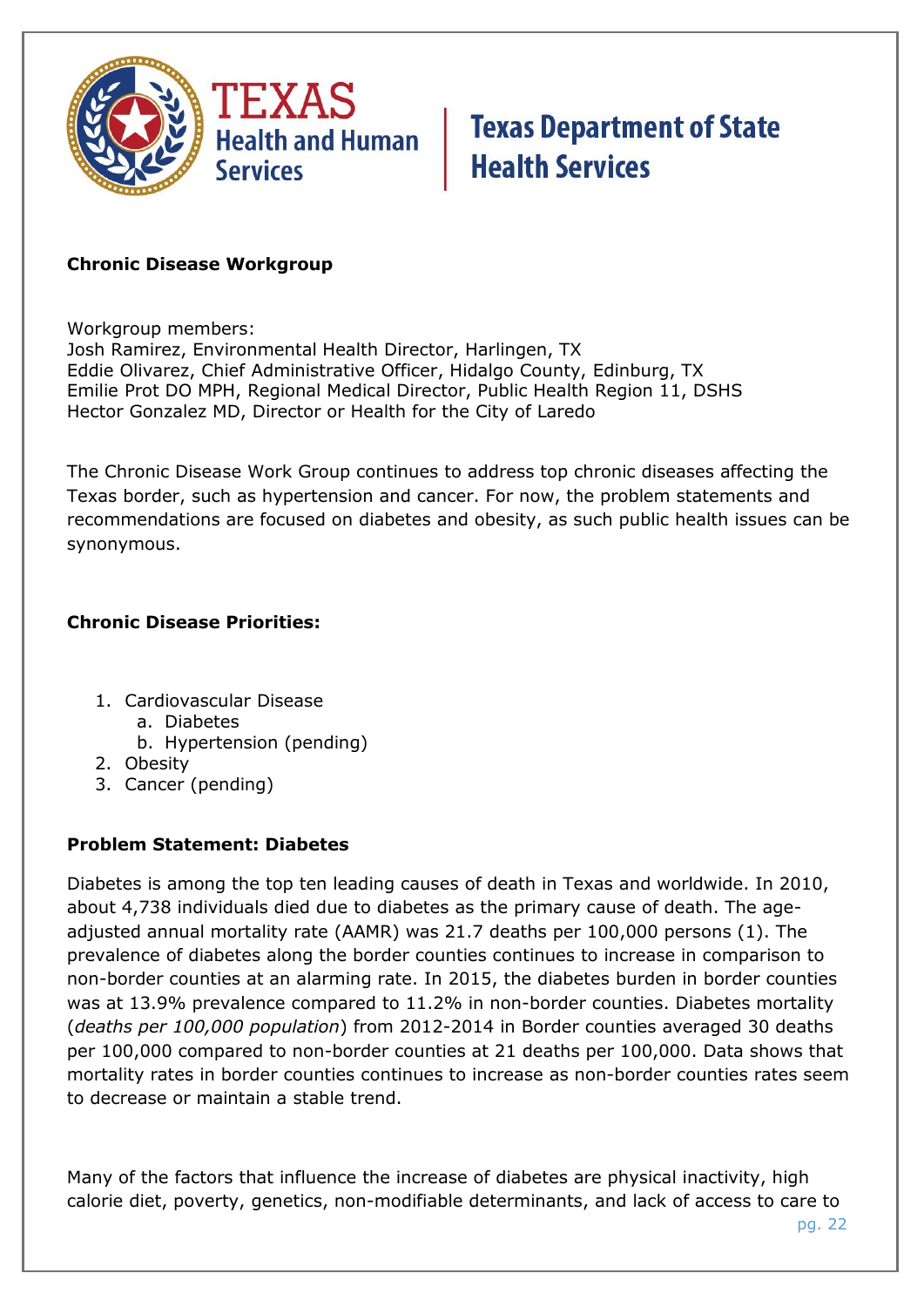**Texas Health and Human Services | Texas Department of State Health Services**

## Chronic Disease Workgroup

Workgroup members:
Josh Ramirez, Environmental Health Director, Harlingen, TX
Eddie Olivarez, Chief Administrative Officer, Hidalgo County, Edinburg, TX
Emilie Prot DO MPH, Regional Medical Director, Public Health Region 11, DSHS
Hector Gonzalez MD, Director or Health for the City of Laredo

The Chronic Disease Work Group continues to address top chronic diseases affecting the Texas border, such as hypertension and cancer. For now, the problem statements and recommendations are focused on diabetes and obesity, as such public health issues can be synonymous.

## Chronic Disease Priorities:

1. Cardiovascular Disease
   a. Diabetes
   b. Hypertension (pending)
2. Obesity
3. Cancer (pending)

## Problem Statement: Diabetes

Diabetes is among the top ten leading causes of death in Texas and worldwide. In 2010, about 4,738 individuals died due to diabetes as the primary cause of death. The age-adjusted annual mortality rate (AAMR) was 21.7 deaths per 100,000 persons (1). The prevalence of diabetes along the border counties continues to increase in comparison to non-border counties at an alarming rate. In 2015, the diabetes burden in border counties was at 13.9% prevalence compared to 11.2% in non-border counties. Diabetes mortality (*deaths per 100,000 population*) from 2012-2014 in Border counties averaged 30 deaths per 100,000 compared to non-border counties at 21 deaths per 100,000. Data shows that mortality rates in border counties continues to increase as non-border counties rates seem to decrease or maintain a stable trend.

Many of the factors that influence the increase of diabetes are physical inactivity, high calorie diet, poverty, genetics, non-modifiable determinants, and lack of access to care to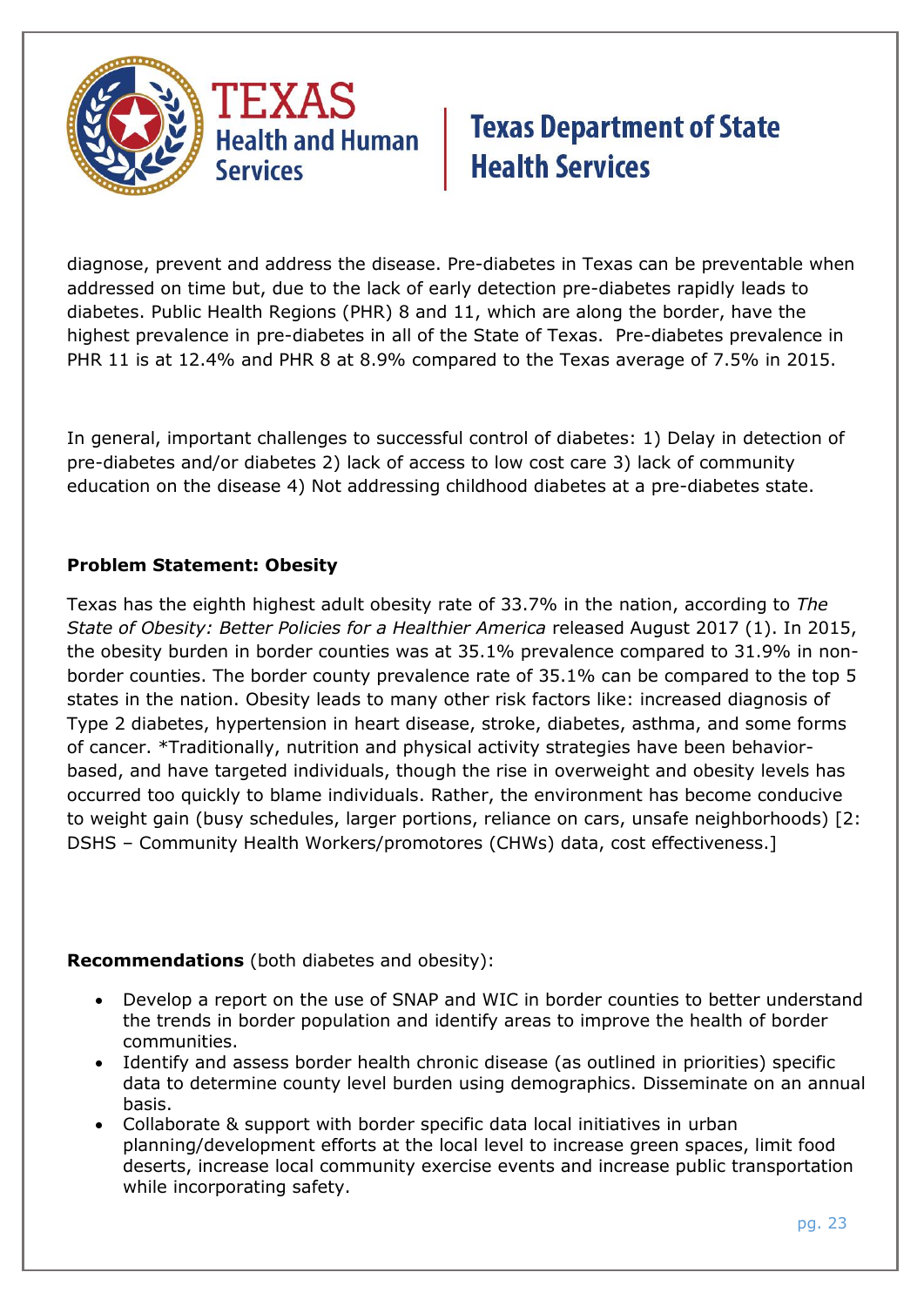diagnose, prevent and address the disease. Pre-diabetes in Texas can be preventable when addressed on time but, due to the lack of early detection pre-diabetes rapidly leads to diabetes. Public Health Regions (PHR) 8 and 11, which are along the border, have the highest prevalence in pre-diabetes in all of the State of Texas. Pre-diabetes prevalence in PHR 11 is at 12.4% and PHR 8 at 8.9% compared to the Texas average of 7.5% in 2015.

In general, important challenges to successful control of diabetes: 1) Delay in detection of pre-diabetes and/or diabetes 2) lack of access to low cost care 3) lack of community education on the disease 4) Not addressing childhood diabetes at a pre-diabetes state.

**Problem Statement: Obesity**

Texas has the eighth highest adult obesity rate of 33.7% in the nation, according to *The State of Obesity: Better Policies for a Healthier America* released August 2017 (1). In 2015, the obesity burden in border counties was at 35.1% prevalence compared to 31.9% in non-border counties. The border county prevalence rate of 35.1% can be compared to the top 5 states in the nation. Obesity leads to many other risk factors like: increased diagnosis of Type 2 diabetes, hypertension in heart disease, stroke, diabetes, asthma, and some forms of cancer. *Traditionally, nutrition and physical activity strategies have been behavior-based, and have targeted individuals, though the rise in overweight and obesity levels has occurred too quickly to blame individuals. Rather, the environment has become conducive to weight gain (busy schedules, larger portions, reliance on cars, unsafe neighborhoods) [2: DSHS – Community Health Workers/promotores (CHWs) data, cost effectiveness.]

**Recommendations** (both diabetes and obesity):

- Develop a report on the use of SNAP and WIC in border counties to better understand the trends in border population and identify areas to improve the health of border communities.
- Identify and assess border health chronic disease (as outlined in priorities) specific data to determine county level burden using demographics. Disseminate on an annual basis.
- Collaborate & support with border specific data local initiatives in urban planning/development efforts at the local level to increase green spaces, limit food deserts, increase local community exercise events and increase public transportation while incorporating safety.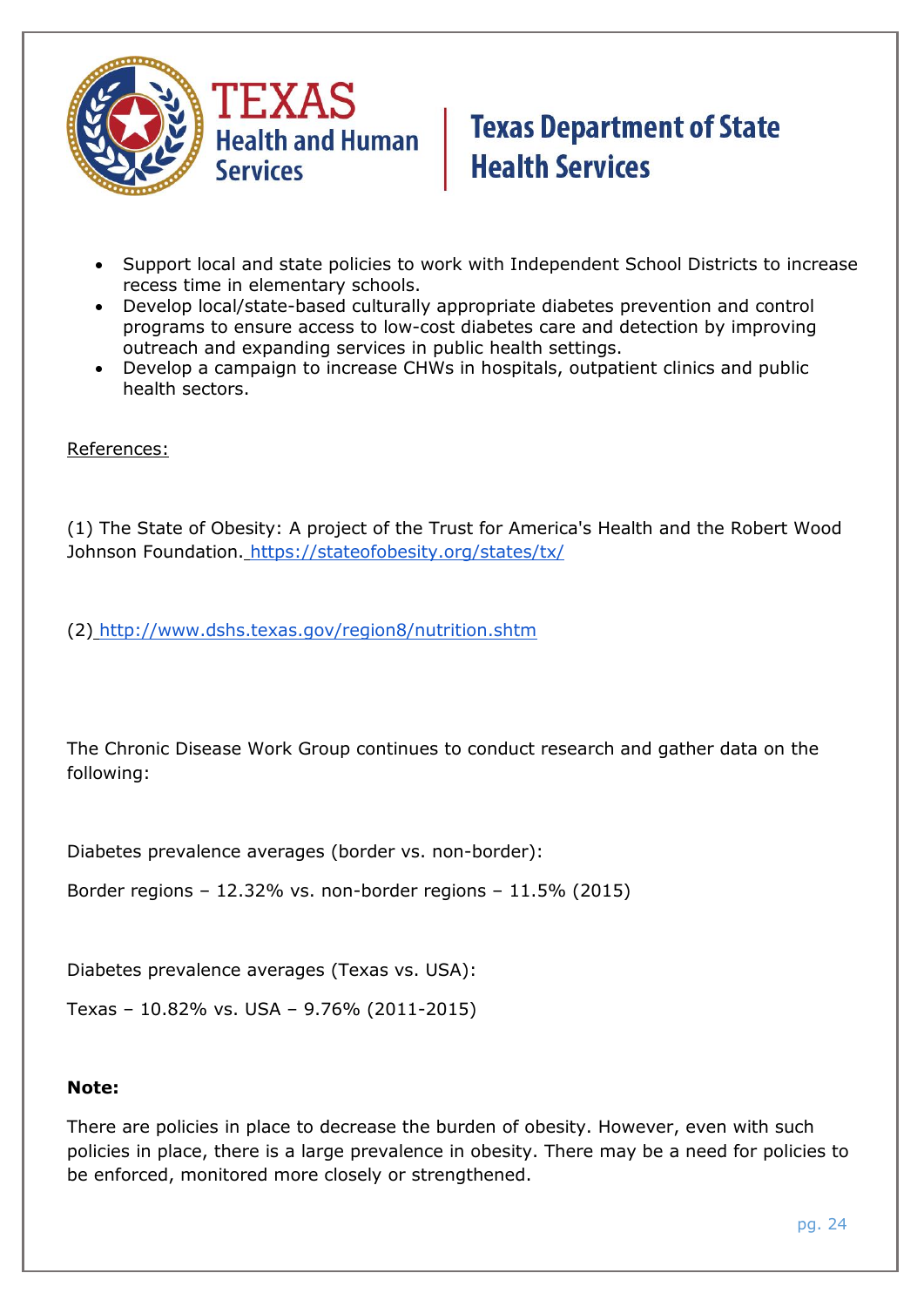- Support local and state policies to work with Independent School Districts to increase recess time in elementary schools.
- Develop local/state-based culturally appropriate diabetes prevention and control programs to ensure access to low-cost diabetes care and detection by improving outreach and expanding services in public health settings.
- Develop a campaign to increase CHWs in hospitals, outpatient clinics and public health sectors.

References:

(1) The State of Obesity: A project of the Trust for America's Health and the Robert Wood Johnson Foundation. https://stateofobesity.org/states/tx/

(2) http://www.dshs.texas.gov/region8/nutrition.shtm

The Chronic Disease Work Group continues to conduct research and gather data on the following:

Diabetes prevalence averages (border vs. non-border):

Border regions – 12.32% vs. non-border regions – 11.5% (2015)

Diabetes prevalence averages (Texas vs. USA):

Texas – 10.82% vs. USA – 9.76% (2011-2015)

**Note:**

There are policies in place to decrease the burden of obesity. However, even with such policies in place, there is a large prevalence in obesity. There may be a need for policies to be enforced, monitored more closely or strengthened.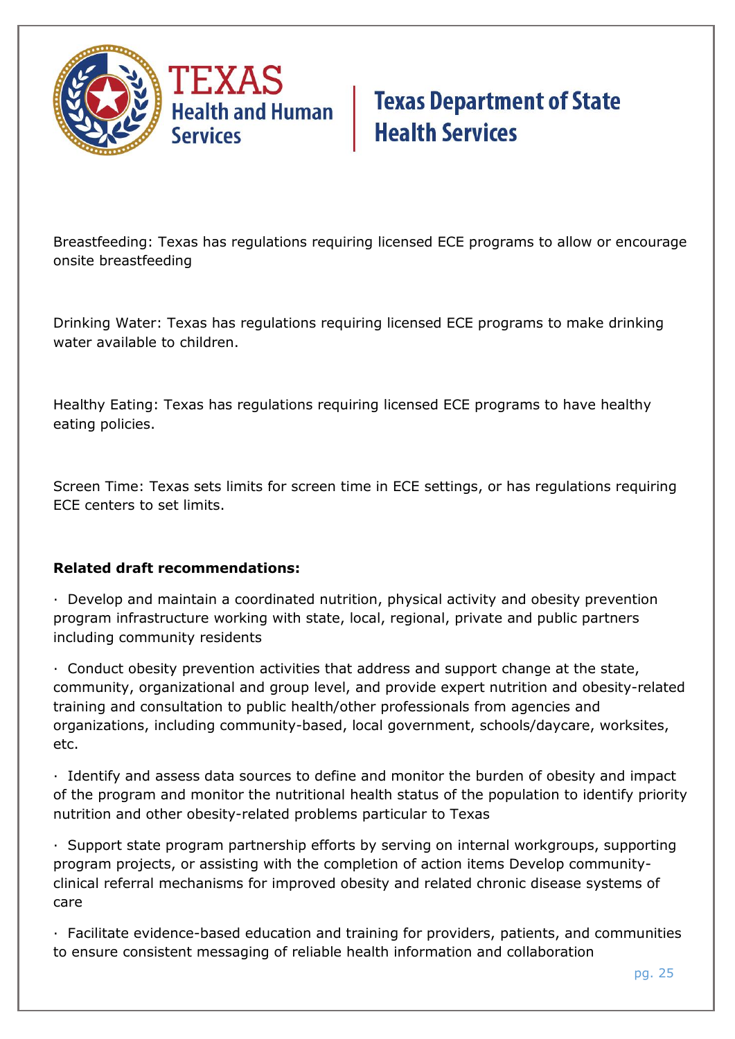Breastfeeding: Texas has regulations requiring licensed ECE programs to allow or encourage onsite breastfeeding

Drinking Water: Texas has regulations requiring licensed ECE programs to make drinking water available to children.

Healthy Eating: Texas has regulations requiring licensed ECE programs to have healthy eating policies.

Screen Time: Texas sets limits for screen time in ECE settings, or has regulations requiring ECE centers to set limits.

**Related draft recommendations:**

- Develop and maintain a coordinated nutrition, physical activity and obesity prevention program infrastructure working with state, local, regional, private and public partners including community residents
- Conduct obesity prevention activities that address and support change at the state, community, organizational and group level, and provide expert nutrition and obesity-related training and consultation to public health/other professionals from agencies and organizations, including community-based, local government, schools/daycare, worksites, etc.
- Identify and assess data sources to define and monitor the burden of obesity and impact of the program and monitor the nutritional health status of the population to identify priority nutrition and other obesity-related problems particular to Texas
- Support state program partnership efforts by serving on internal workgroups, supporting program projects, or assisting with the completion of action items Develop community-clinical referral mechanisms for improved obesity and related chronic disease systems of care
- Facilitate evidence-based education and training for providers, patients, and communities to ensure consistent messaging of reliable health information and collaboration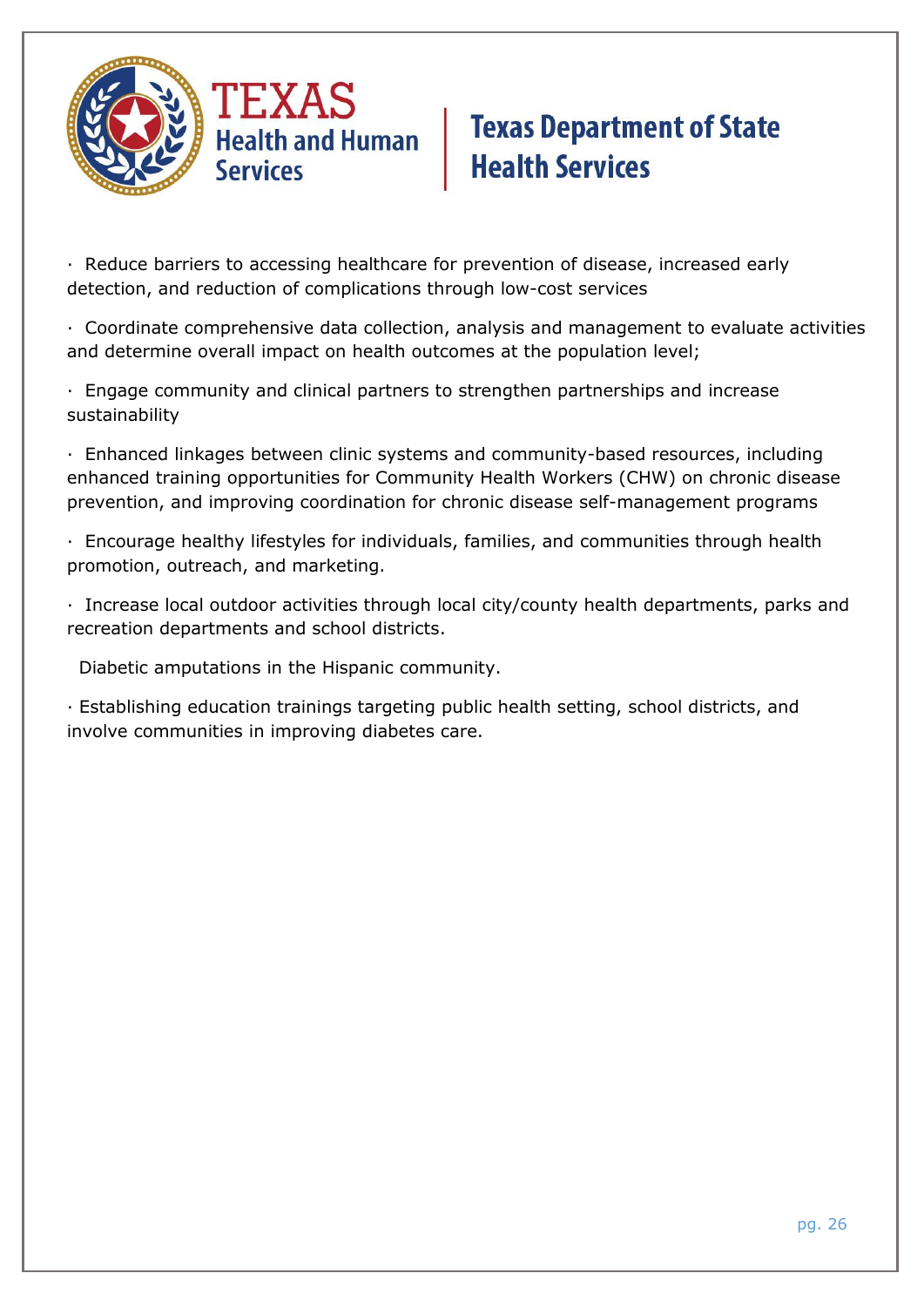- Reduce barriers to accessing healthcare for prevention of disease, increased early detection, and reduction of complications through low-cost services
- Coordinate comprehensive data collection, analysis and management to evaluate activities and determine overall impact on health outcomes at the population level;
- Engage community and clinical partners to strengthen partnerships and increase sustainability
- Enhanced linkages between clinic systems and community-based resources, including enhanced training opportunities for Community Health Workers (CHW) on chronic disease prevention, and improving coordination for chronic disease self-management programs
- Encourage healthy lifestyles for individuals, families, and communities through health promotion, outreach, and marketing.
- Increase local outdoor activities through local city/county health departments, parks and recreation departments and school districts.

Diabetic amputations in the Hispanic community.

- Establishing education trainings targeting public health setting, school districts, and involve communities in improving diabetes care.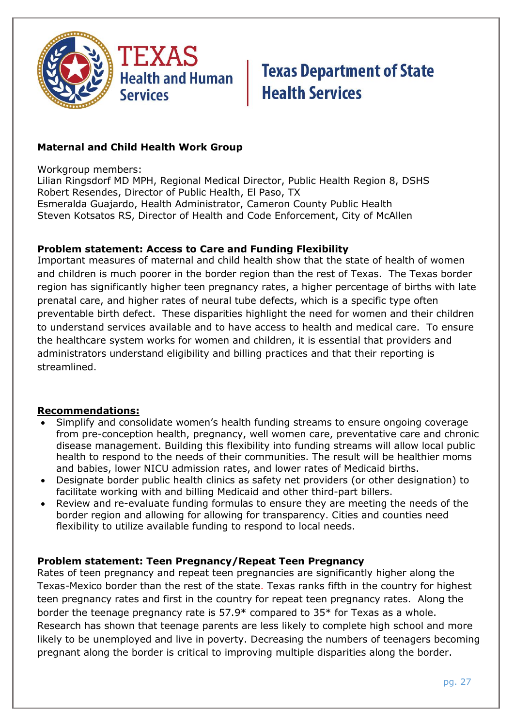**Maternal and Child Health Work Group**

Workgroup members:
Lilian Ringsdorf MD MPH, Regional Medical Director, Public Health Region 8, DSHS
Robert Resendes, Director of Public Health, El Paso, TX
Esmeralda Guajardo, Health Administrator, Cameron County Public Health
Steven Kotsatos RS, Director of Health and Code Enforcement, City of McAllen

**Problem statement: Access to Care and Funding Flexibility**

Important measures of maternal and child health show that the state of health of women and children is much poorer in the border region than the rest of Texas. The Texas border region has significantly higher teen pregnancy rates, a higher percentage of births with late prenatal care, and higher rates of neural tube defects, which is a specific type often preventable birth defect. These disparities highlight the need for women and their children to understand services available and to have access to health and medical care. To ensure the healthcare system works for women and children, it is essential that providers and administrators understand eligibility and billing practices and that their reporting is streamlined.

**Recommendations:**

- Simplify and consolidate women's health funding streams to ensure ongoing coverage from pre-conception health, pregnancy, well women care, preventative care and chronic disease management. Building this flexibility into funding streams will allow local public health to respond to the needs of their communities. The result will be healthier moms and babies, lower NICU admission rates, and lower rates of Medicaid births.
- Designate border public health clinics as safety net providers (or other designation) to facilitate working with and billing Medicaid and other third-part billers.
- Review and re-evaluate funding formulas to ensure they are meeting the needs of the border region and allowing for allowing for transparency. Cities and counties need flexibility to utilize available funding to respond to local needs.

**Problem statement: Teen Pregnancy/Repeat Teen Pregnancy**

Rates of teen pregnancy and repeat teen pregnancies are significantly higher along the Texas-Mexico border than the rest of the state. Texas ranks fifth in the country for highest teen pregnancy rates and first in the country for repeat teen pregnancy rates. Along the border the teenage pregnancy rate is 57.9* compared to 35* for Texas as a whole. Research has shown that teenage parents are less likely to complete high school and more likely to be unemployed and live in poverty. Decreasing the numbers of teenagers becoming pregnant along the border is critical to improving multiple disparities along the border.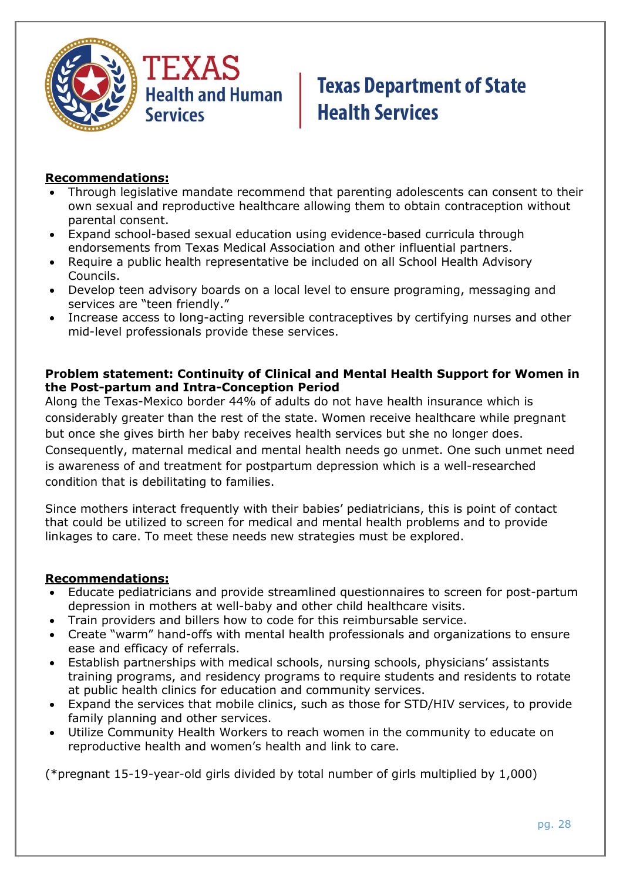**Recommendations:**

- Through legislative mandate recommend that parenting adolescents can consent to their own sexual and reproductive healthcare allowing them to obtain contraception without parental consent.
- Expand school-based sexual education using evidence-based curricula through endorsements from Texas Medical Association and other influential partners.
- Require a public health representative be included on all School Health Advisory Councils.
- Develop teen advisory boards on a local level to ensure programing, messaging and services are "teen friendly."
- Increase access to long-acting reversible contraceptives by certifying nurses and other mid-level professionals provide these services.

**Problem statement: Continuity of Clinical and Mental Health Support for Women in the Post-partum and Intra-Conception Period**

Along the Texas-Mexico border 44% of adults do not have health insurance which is considerably greater than the rest of the state. Women receive healthcare while pregnant but once she gives birth her baby receives health services but she no longer does. Consequently, maternal medical and mental health needs go unmet. One such unmet need is awareness of and treatment for postpartum depression which is a well-researched condition that is debilitating to families.

Since mothers interact frequently with their babies' pediatricians, this is point of contact that could be utilized to screen for medical and mental health problems and to provide linkages to care. To meet these needs new strategies must be explored.

**Recommendations:**

- Educate pediatricians and provide streamlined questionnaires to screen for post-partum depression in mothers at well-baby and other child healthcare visits.
- Train providers and billers how to code for this reimbursable service.
- Create "warm" hand-offs with mental health professionals and organizations to ensure ease and efficacy of referrals.
- Establish partnerships with medical schools, nursing schools, physicians' assistants training programs, and residency programs to require students and residents to rotate at public health clinics for education and community services.
- Expand the services that mobile clinics, such as those for STD/HIV services, to provide family planning and other services.
- Utilize Community Health Workers to reach women in the community to educate on reproductive health and women's health and link to care.

(*pregnant 15-19-year-old girls divided by total number of girls multiplied by 1,000)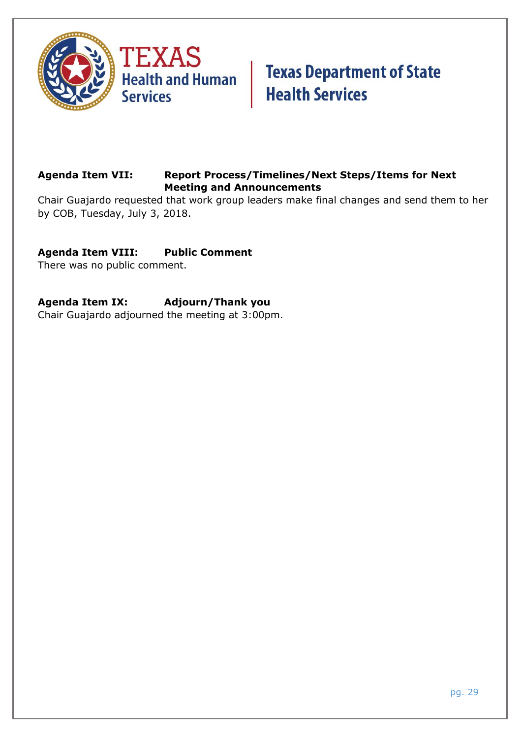**Agenda Item VII: Report Process/Timelines/Next Steps/Items for Next Meeting and Announcements**

Chair Guajardo requested that work group leaders make final changes and send them to her by COB, Tuesday, July 3, 2018.

**Agenda Item VIII: Public Comment**

There was no public comment.

**Agenda Item IX: Adjourn/Thank you**

Chair Guajardo adjourned the meeting at 3:00pm.